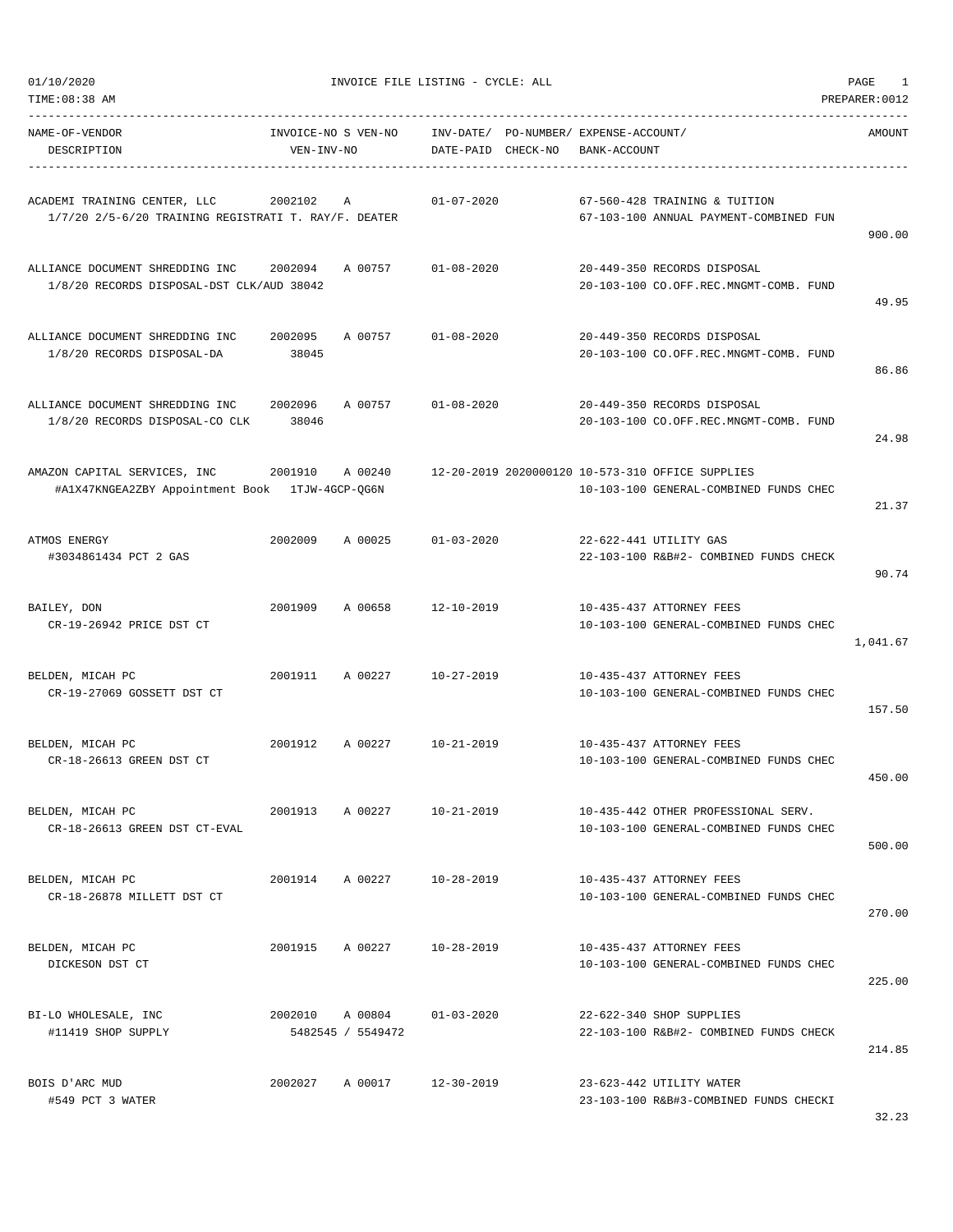01/10/2020 INVOICE FILE LISTING - CYCLE: ALL

TIME:08:38 AM PREPARER:0012

| NAME-OF-VENDOR / DESCRIPTION | INVOICE-NO / VEN-INV-NO | S | VEN-NO | INV-DATE/ DATE-PAID | PO-NUMBER/ CHECK-NO | EXPENSE-ACCOUNT/ BANK-ACCOUNT | AMOUNT |
|---|---|---|---|---|---|---|---|
| ACADEMI TRAINING CENTER, LLC<br>1/7/20 2/5-6/20 TRAINING REGISTRATI T. RAY/F. DEATER | 2002102 | A | | 01-07-2020 | | 67-560-428 TRAINING & TUITION<br>67-103-100 ANNUAL PAYMENT-COMBINED FUN | 900.00 |
| ALLIANCE DOCUMENT SHREDDING INC<br>1/8/20 RECORDS DISPOSAL-DST CLK/AUD | 2002094<br>38042 | A | 00757 | 01-08-2020 | | 20-449-350 RECORDS DISPOSAL<br>20-103-100 CO.OFF.REC.MNGMT-COMB. FUND | 49.95 |
| ALLIANCE DOCUMENT SHREDDING INC<br>1/8/20 RECORDS DISPOSAL-DA | 2002095<br>38045 | A | 00757 | 01-08-2020 | | 20-449-350 RECORDS DISPOSAL<br>20-103-100 CO.OFF.REC.MNGMT-COMB. FUND | 86.86 |
| ALLIANCE DOCUMENT SHREDDING INC<br>1/8/20 RECORDS DISPOSAL-CO CLK | 2002096<br>38046 | A | 00757 | 01-08-2020 | | 20-449-350 RECORDS DISPOSAL<br>20-103-100 CO.OFF.REC.MNGMT-COMB. FUND | 24.98 |
| AMAZON CAPITAL SERVICES, INC<br>#A1X47KNGEA2ZBY Appointment Book | 2001910<br>1TJW-4GCP-QG6N | A | 00240 | 12-20-2019 | 2020000120 | 10-573-310 OFFICE SUPPLIES<br>10-103-100 GENERAL-COMBINED FUNDS CHEC | 21.37 |
| ATMOS ENERGY<br>#3034861434 PCT 2 GAS | 2002009 | A | 00025 | 01-03-2020 | | 22-622-441 UTILITY GAS<br>22-103-100 R&B#2- COMBINED FUNDS CHECK | 90.74 |
| BAILEY, DON<br>CR-19-26942 PRICE DST CT | 2001909 | A | 00658 | 12-10-2019 | | 10-435-437 ATTORNEY FEES<br>10-103-100 GENERAL-COMBINED FUNDS CHEC | 1,041.67 |
| BELDEN, MICAH PC<br>CR-19-27069 GOSSETT DST CT | 2001911 | A | 00227 | 10-27-2019 | | 10-435-437 ATTORNEY FEES<br>10-103-100 GENERAL-COMBINED FUNDS CHEC | 157.50 |
| BELDEN, MICAH PC<br>CR-18-26613 GREEN DST CT | 2001912 | A | 00227 | 10-21-2019 | | 10-435-437 ATTORNEY FEES<br>10-103-100 GENERAL-COMBINED FUNDS CHEC | 450.00 |
| BELDEN, MICAH PC<br>CR-18-26613 GREEN DST CT-EVAL | 2001913 | A | 00227 | 10-21-2019 | | 10-435-442 OTHER PROFESSIONAL SERV.<br>10-103-100 GENERAL-COMBINED FUNDS CHEC | 500.00 |
| BELDEN, MICAH PC<br>CR-18-26878 MILLETT DST CT | 2001914 | A | 00227 | 10-28-2019 | | 10-435-437 ATTORNEY FEES<br>10-103-100 GENERAL-COMBINED FUNDS CHEC | 270.00 |
| BELDEN, MICAH PC<br>DICKESON DST CT | 2001915 | A | 00227 | 10-28-2019 | | 10-435-437 ATTORNEY FEES<br>10-103-100 GENERAL-COMBINED FUNDS CHEC | 225.00 |
| BI-LO WHOLESALE, INC<br>#11419 SHOP SUPPLY | 2002010<br>5482545 / 5549472 | A | 00804 | 01-03-2020 | | 22-622-340 SHOP SUPPLIES<br>22-103-100 R&B#2- COMBINED FUNDS CHECK | 214.85 |
| BOIS D'ARC MUD<br>#549 PCT 3 WATER | 2002027 | A | 00017 | 12-30-2019 | | 23-623-442 UTILITY WATER<br>23-103-100 R&B#3-COMBINED FUNDS CHECKI | 32.23 |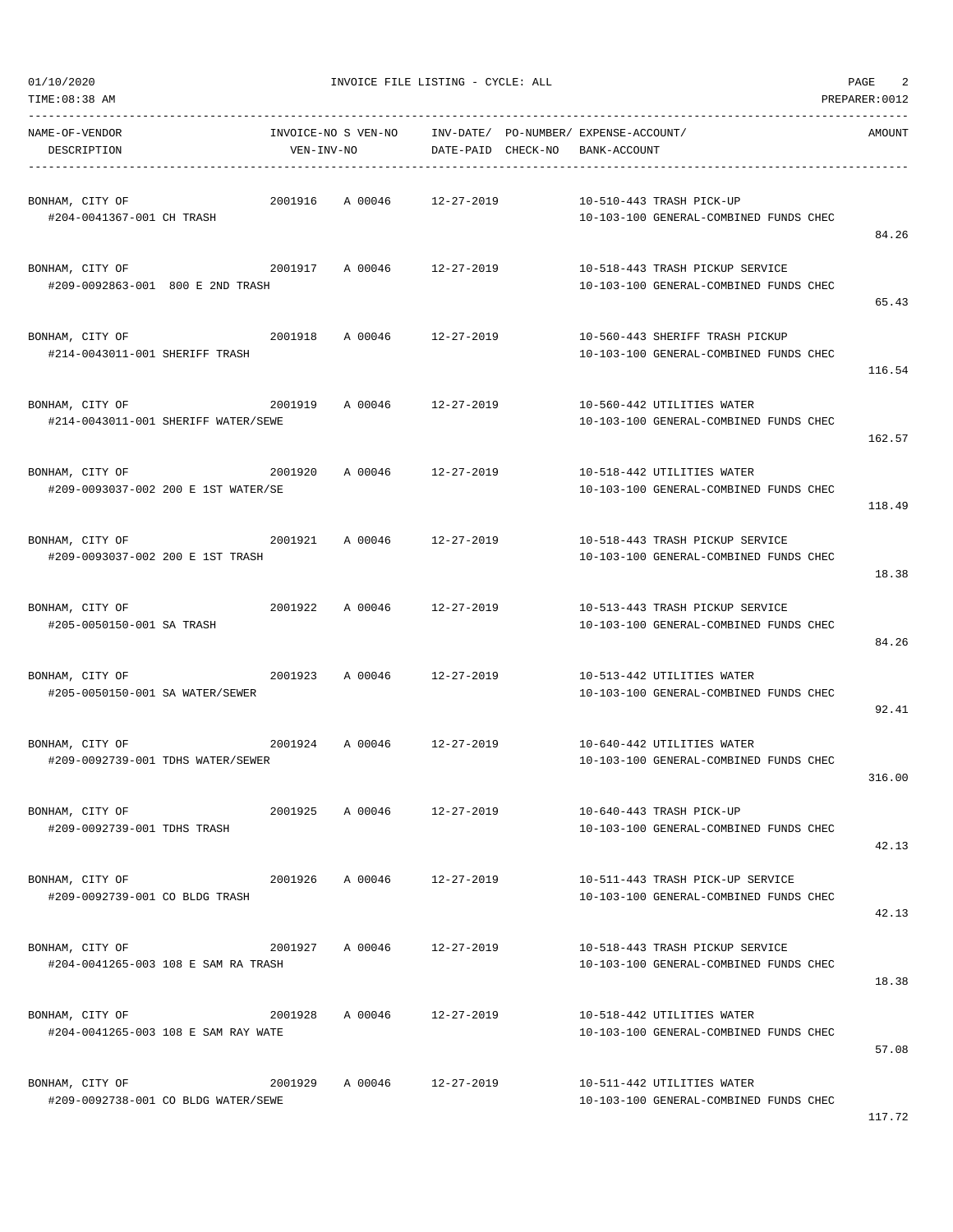01/10/2020 INVOICE FILE LISTING - CYCLE: ALL

TIME:08:38 AM PREPARER:0012

| NAME-OF-VENDOR / DESCRIPTION | INVOICE-NO | S VEN-NO / VEN-INV-NO | INV-DATE/ DATE-PAID | PO-NUMBER/ CHECK-NO | EXPENSE-ACCOUNT/ BANK-ACCOUNT | AMOUNT |
|---|---|---|---|---|---|---|
| BONHAM, CITY OF<br>#204-0041367-001 CH TRASH | 2001916 | A 00046 | 12-27-2019 | | 10-510-443 TRASH PICK-UP<br>10-103-100 GENERAL-COMBINED FUNDS CHEC | 84.26 |
| BONHAM, CITY OF<br>#209-0092863-001 800 E 2ND TRASH | 2001917 | A 00046 | 12-27-2019 | | 10-518-443 TRASH PICKUP SERVICE<br>10-103-100 GENERAL-COMBINED FUNDS CHEC | 65.43 |
| BONHAM, CITY OF<br>#214-0043011-001 SHERIFF TRASH | 2001918 | A 00046 | 12-27-2019 | | 10-560-443 SHERIFF TRASH PICKUP<br>10-103-100 GENERAL-COMBINED FUNDS CHEC | 116.54 |
| BONHAM, CITY OF<br>#214-0043011-001 SHERIFF WATER/SEWE | 2001919 | A 00046 | 12-27-2019 | | 10-560-442 UTILITIES WATER<br>10-103-100 GENERAL-COMBINED FUNDS CHEC | 162.57 |
| BONHAM, CITY OF<br>#209-0093037-002 200 E 1ST WATER/SE | 2001920 | A 00046 | 12-27-2019 | | 10-518-442 UTILITIES WATER<br>10-103-100 GENERAL-COMBINED FUNDS CHEC | 118.49 |
| BONHAM, CITY OF<br>#209-0093037-002 200 E 1ST TRASH | 2001921 | A 00046 | 12-27-2019 | | 10-518-443 TRASH PICKUP SERVICE<br>10-103-100 GENERAL-COMBINED FUNDS CHEC | 18.38 |
| BONHAM, CITY OF<br>#205-0050150-001 SA TRASH | 2001922 | A 00046 | 12-27-2019 | | 10-513-443 TRASH PICKUP SERVICE<br>10-103-100 GENERAL-COMBINED FUNDS CHEC | 84.26 |
| BONHAM, CITY OF<br>#205-0050150-001 SA WATER/SEWER | 2001923 | A 00046 | 12-27-2019 | | 10-513-442 UTILITIES WATER<br>10-103-100 GENERAL-COMBINED FUNDS CHEC | 92.41 |
| BONHAM, CITY OF<br>#209-0092739-001 TDHS WATER/SEWER | 2001924 | A 00046 | 12-27-2019 | | 10-640-442 UTILITIES WATER<br>10-103-100 GENERAL-COMBINED FUNDS CHEC | 316.00 |
| BONHAM, CITY OF<br>#209-0092739-001 TDHS TRASH | 2001925 | A 00046 | 12-27-2019 | | 10-640-443 TRASH PICK-UP<br>10-103-100 GENERAL-COMBINED FUNDS CHEC | 42.13 |
| BONHAM, CITY OF<br>#209-0092739-001 CO BLDG TRASH | 2001926 | A 00046 | 12-27-2019 | | 10-511-443 TRASH PICK-UP SERVICE<br>10-103-100 GENERAL-COMBINED FUNDS CHEC | 42.13 |
| BONHAM, CITY OF<br>#204-0041265-003 108 E SAM RA TRASH | 2001927 | A 00046 | 12-27-2019 | | 10-518-443 TRASH PICKUP SERVICE<br>10-103-100 GENERAL-COMBINED FUNDS CHEC | 18.38 |
| BONHAM, CITY OF<br>#204-0041265-003 108 E SAM RAY WATE | 2001928 | A 00046 | 12-27-2019 | | 10-518-442 UTILITIES WATER<br>10-103-100 GENERAL-COMBINED FUNDS CHEC | 57.08 |
| BONHAM, CITY OF<br>#209-0092738-001 CO BLDG WATER/SEWE | 2001929 | A 00046 | 12-27-2019 | | 10-511-442 UTILITIES WATER<br>10-103-100 GENERAL-COMBINED FUNDS CHEC | 117.72 |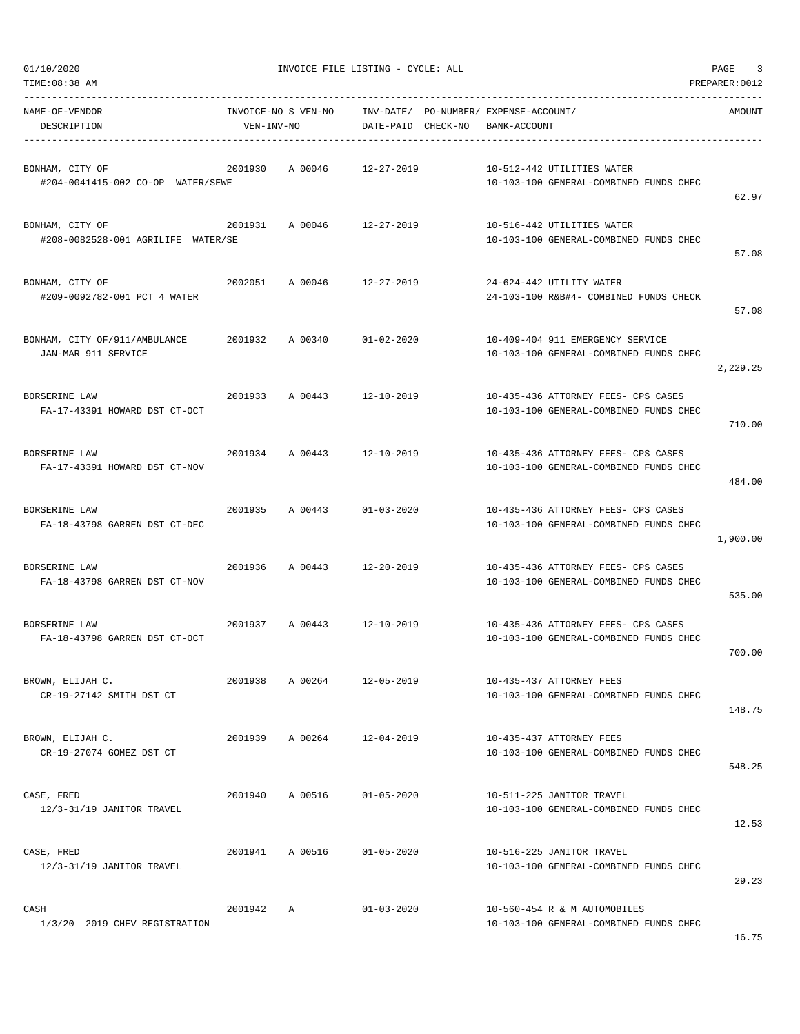01/10/2020 INVOICE FILE LISTING - CYCLE: ALL

TIME:08:38 AM PREPARER:0012

| NAME-OF-VENDOR / DESCRIPTION | INVOICE-NO | S | VEN-NO / VEN-INV-NO | INV-DATE/ DATE-PAID | PO-NUMBER/ CHECK-NO | EXPENSE-ACCOUNT/ BANK-ACCOUNT | AMOUNT |
|---|---|---|---|---|---|---|---|
| BONHAM, CITY OF<br>#204-0041415-002 CO-OP WATER/SEWE | 2001930 | A | 00046 | 12-27-2019 | | 10-512-442 UTILITIES WATER<br>10-103-100 GENERAL-COMBINED FUNDS CHEC | 62.97 |
| BONHAM, CITY OF<br>#208-0082528-001 AGRILIFE WATER/SE | 2001931 | A | 00046 | 12-27-2019 | | 10-516-442 UTILITIES WATER<br>10-103-100 GENERAL-COMBINED FUNDS CHEC | 57.08 |
| BONHAM, CITY OF<br>#209-0092782-001 PCT 4 WATER | 2002051 | A | 00046 | 12-27-2019 | | 24-624-442 UTILITY WATER<br>24-103-100 R&B#4- COMBINED FUNDS CHECK | 57.08 |
| BONHAM, CITY OF/911/AMBULANCE<br>JAN-MAR 911 SERVICE | 2001932 | A | 00340 | 01-02-2020 | | 10-409-404 911 EMERGENCY SERVICE<br>10-103-100 GENERAL-COMBINED FUNDS CHEC | 2,229.25 |
| BORSERINE LAW<br>FA-17-43391 HOWARD DST CT-OCT | 2001933 | A | 00443 | 12-10-2019 | | 10-435-436 ATTORNEY FEES- CPS CASES<br>10-103-100 GENERAL-COMBINED FUNDS CHEC | 710.00 |
| BORSERINE LAW<br>FA-17-43391 HOWARD DST CT-NOV | 2001934 | A | 00443 | 12-10-2019 | | 10-435-436 ATTORNEY FEES- CPS CASES<br>10-103-100 GENERAL-COMBINED FUNDS CHEC | 484.00 |
| BORSERINE LAW<br>FA-18-43798 GARREN DST CT-DEC | 2001935 | A | 00443 | 01-03-2020 | | 10-435-436 ATTORNEY FEES- CPS CASES<br>10-103-100 GENERAL-COMBINED FUNDS CHEC | 1,900.00 |
| BORSERINE LAW<br>FA-18-43798 GARREN DST CT-NOV | 2001936 | A | 00443 | 12-20-2019 | | 10-435-436 ATTORNEY FEES- CPS CASES<br>10-103-100 GENERAL-COMBINED FUNDS CHEC | 535.00 |
| BORSERINE LAW<br>FA-18-43798 GARREN DST CT-OCT | 2001937 | A | 00443 | 12-10-2019 | | 10-435-436 ATTORNEY FEES- CPS CASES<br>10-103-100 GENERAL-COMBINED FUNDS CHEC | 700.00 |
| BROWN, ELIJAH C.<br>CR-19-27142 SMITH DST CT | 2001938 | A | 00264 | 12-05-2019 | | 10-435-437 ATTORNEY FEES<br>10-103-100 GENERAL-COMBINED FUNDS CHEC | 148.75 |
| BROWN, ELIJAH C.<br>CR-19-27074 GOMEZ DST CT | 2001939 | A | 00264 | 12-04-2019 | | 10-435-437 ATTORNEY FEES<br>10-103-100 GENERAL-COMBINED FUNDS CHEC | 548.25 |
| CASE, FRED<br>12/3-31/19 JANITOR TRAVEL | 2001940 | A | 00516 | 01-05-2020 | | 10-511-225 JANITOR TRAVEL<br>10-103-100 GENERAL-COMBINED FUNDS CHEC | 12.53 |
| CASE, FRED<br>12/3-31/19 JANITOR TRAVEL | 2001941 | A | 00516 | 01-05-2020 | | 10-516-225 JANITOR TRAVEL<br>10-103-100 GENERAL-COMBINED FUNDS CHEC | 29.23 |
| CASH<br>1/3/20 2019 CHEV REGISTRATION | 2001942 | A | | 01-03-2020 | | 10-560-454 R & M AUTOMOBILES<br>10-103-100 GENERAL-COMBINED FUNDS CHEC | 16.75 |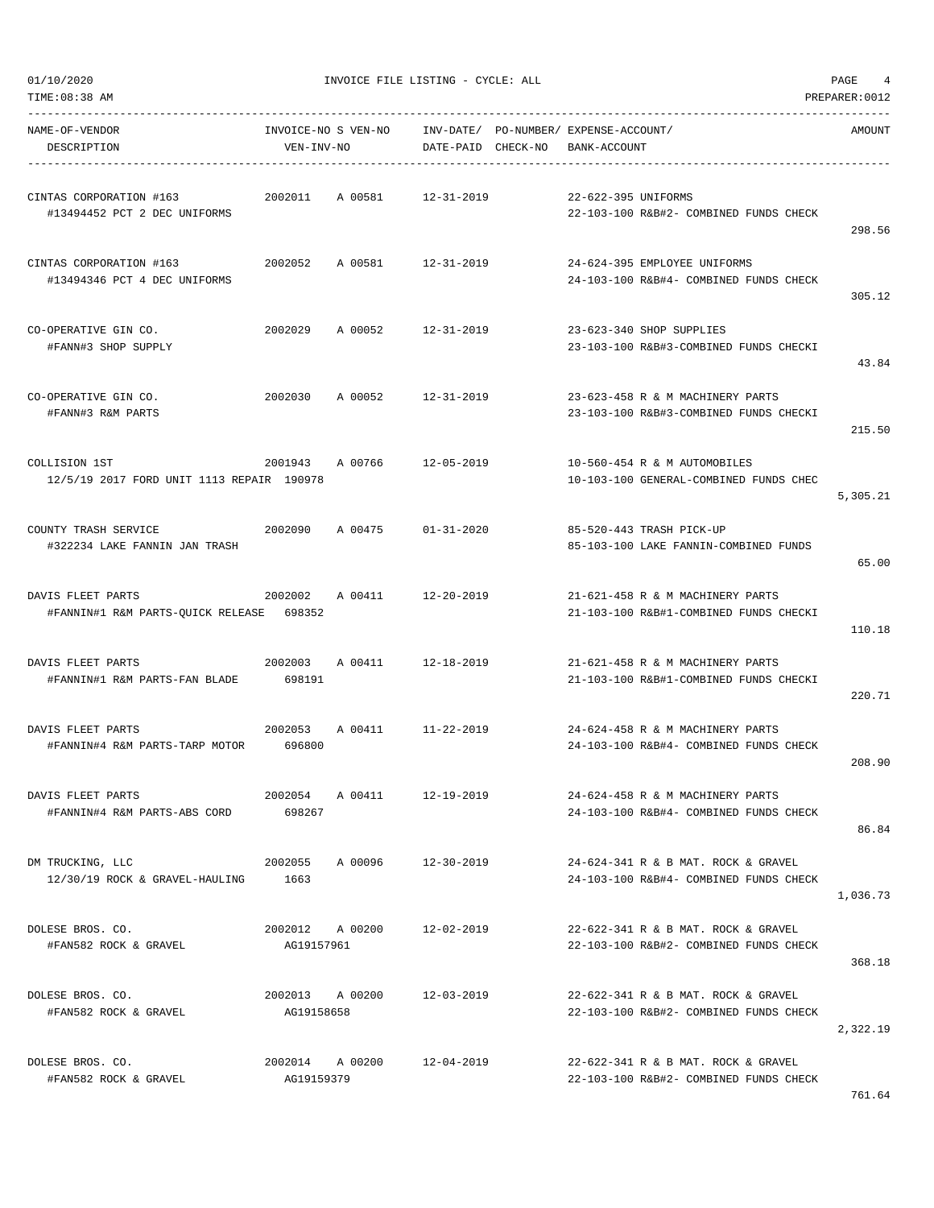01/10/2020 INVOICE FILE LISTING - CYCLE: ALL

TIME:08:38 AM PREPARER:0012

| NAME-OF-VENDOR / DESCRIPTION | INVOICE-NO / VEN-INV-NO | S VEN-NO | INV-DATE/ DATE-PAID | PO-NUMBER/ CHECK-NO | EXPENSE-ACCOUNT/ BANK-ACCOUNT | AMOUNT |
|---|---|---|---|---|---|---|
| CINTAS CORPORATION #163<br>#13494452 PCT 2 DEC UNIFORMS | 2002011 | A 00581 | 12-31-2019 | | 22-622-395 UNIFORMS<br>22-103-100 R&B#2- COMBINED FUNDS CHECK | 298.56 |
| CINTAS CORPORATION #163<br>#13494346 PCT 4 DEC UNIFORMS | 2002052 | A 00581 | 12-31-2019 | | 24-624-395 EMPLOYEE UNIFORMS<br>24-103-100 R&B#4- COMBINED FUNDS CHECK | 305.12 |
| CO-OPERATIVE GIN CO.<br>#FANN#3 SHOP SUPPLY | 2002029 | A 00052 | 12-31-2019 | | 23-623-340 SHOP SUPPLIES<br>23-103-100 R&B#3-COMBINED FUNDS CHECKI | 43.84 |
| CO-OPERATIVE GIN CO.<br>#FANN#3 R&M PARTS | 2002030 | A 00052 | 12-31-2019 | | 23-623-458 R & M MACHINERY PARTS<br>23-103-100 R&B#3-COMBINED FUNDS CHECKI | 215.50 |
| COLLISION 1ST<br>12/5/19 2017 FORD UNIT 1113 REPAIR | 2001943<br>190978 | A 00766 | 12-05-2019 | | 10-560-454 R & M AUTOMOBILES<br>10-103-100 GENERAL-COMBINED FUNDS CHEC | 5,305.21 |
| COUNTY TRASH SERVICE<br>#322234 LAKE FANNIN JAN TRASH | 2002090 | A 00475 | 01-31-2020 | | 85-520-443 TRASH PICK-UP<br>85-103-100 LAKE FANNIN-COMBINED FUNDS | 65.00 |
| DAVIS FLEET PARTS<br>#FANNIN#1 R&M PARTS-QUICK RELEASE | 2002002<br>698352 | A 00411 | 12-20-2019 | | 21-621-458 R & M MACHINERY PARTS<br>21-103-100 R&B#1-COMBINED FUNDS CHECKI | 110.18 |
| DAVIS FLEET PARTS<br>#FANNIN#1 R&M PARTS-FAN BLADE | 2002003<br>698191 | A 00411 | 12-18-2019 | | 21-621-458 R & M MACHINERY PARTS<br>21-103-100 R&B#1-COMBINED FUNDS CHECKI | 220.71 |
| DAVIS FLEET PARTS<br>#FANNIN#4 R&M PARTS-TARP MOTOR | 2002053<br>696800 | A 00411 | 11-22-2019 | | 24-624-458 R & M MACHINERY PARTS<br>24-103-100 R&B#4- COMBINED FUNDS CHECK | 208.90 |
| DAVIS FLEET PARTS<br>#FANNIN#4 R&M PARTS-ABS CORD | 2002054<br>698267 | A 00411 | 12-19-2019 | | 24-624-458 R & M MACHINERY PARTS<br>24-103-100 R&B#4- COMBINED FUNDS CHECK | 86.84 |
| DM TRUCKING, LLC<br>12/30/19 ROCK & GRAVEL-HAULING | 2002055<br>1663 | A 00096 | 12-30-2019 | | 24-624-341 R & B MAT. ROCK & GRAVEL<br>24-103-100 R&B#4- COMBINED FUNDS CHECK | 1,036.73 |
| DOLESE BROS. CO.<br>#FAN582 ROCK & GRAVEL | 2002012<br>AG19157961 | A 00200 | 12-02-2019 | | 22-622-341 R & B MAT. ROCK & GRAVEL<br>22-103-100 R&B#2- COMBINED FUNDS CHECK | 368.18 |
| DOLESE BROS. CO.<br>#FAN582 ROCK & GRAVEL | 2002013<br>AG19158658 | A 00200 | 12-03-2019 | | 22-622-341 R & B MAT. ROCK & GRAVEL<br>22-103-100 R&B#2- COMBINED FUNDS CHECK | 2,322.19 |
| DOLESE BROS. CO.<br>#FAN582 ROCK & GRAVEL | 2002014<br>AG19159379 | A 00200 | 12-04-2019 | | 22-622-341 R & B MAT. ROCK & GRAVEL<br>22-103-100 R&B#2- COMBINED FUNDS CHECK | 761.64 |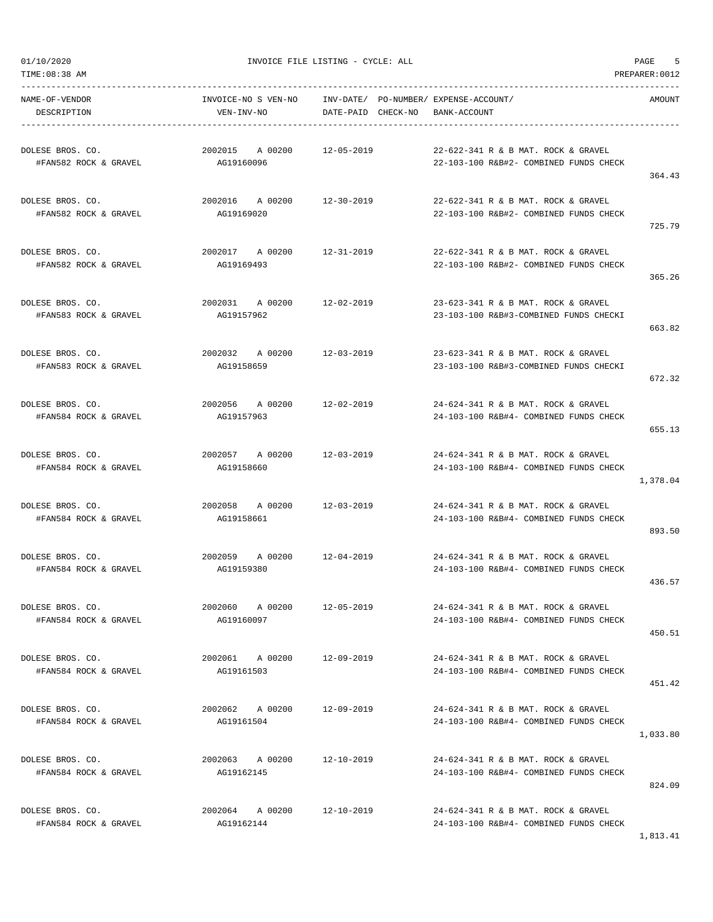01/10/2020 INVOICE FILE LISTING - CYCLE: ALL

TIME:08:38 AM PREPARER:0012

| NAME-OF-VENDOR / DESCRIPTION | INVOICE-NO S VEN-NO / VEN-INV-NO | INV-DATE/ DATE-PAID | PO-NUMBER/ CHECK-NO | EXPENSE-ACCOUNT/ BANK-ACCOUNT | AMOUNT |
|---|---|---|---|---|---|
| DOLESE BROS. CO. #FAN582 ROCK & GRAVEL | 2002015 A 00200 AG19160096 | 12-05-2019 | | 22-622-341 R & B MAT. ROCK & GRAVEL 22-103-100 R&B#2- COMBINED FUNDS CHECK | 364.43 |
| DOLESE BROS. CO. #FAN582 ROCK & GRAVEL | 2002016 A 00200 AG19169020 | 12-30-2019 | | 22-622-341 R & B MAT. ROCK & GRAVEL 22-103-100 R&B#2- COMBINED FUNDS CHECK | 725.79 |
| DOLESE BROS. CO. #FAN582 ROCK & GRAVEL | 2002017 A 00200 AG19169493 | 12-31-2019 | | 22-622-341 R & B MAT. ROCK & GRAVEL 22-103-100 R&B#2- COMBINED FUNDS CHECK | 365.26 |
| DOLESE BROS. CO. #FAN583 ROCK & GRAVEL | 2002031 A 00200 AG19157962 | 12-02-2019 | | 23-623-341 R & B MAT. ROCK & GRAVEL 23-103-100 R&B#3-COMBINED FUNDS CHECKI | 663.82 |
| DOLESE BROS. CO. #FAN583 ROCK & GRAVEL | 2002032 A 00200 AG19158659 | 12-03-2019 | | 23-623-341 R & B MAT. ROCK & GRAVEL 23-103-100 R&B#3-COMBINED FUNDS CHECKI | 672.32 |
| DOLESE BROS. CO. #FAN584 ROCK & GRAVEL | 2002056 A 00200 AG19157963 | 12-02-2019 | | 24-624-341 R & B MAT. ROCK & GRAVEL 24-103-100 R&B#4- COMBINED FUNDS CHECK | 655.13 |
| DOLESE BROS. CO. #FAN584 ROCK & GRAVEL | 2002057 A 00200 AG19158660 | 12-03-2019 | | 24-624-341 R & B MAT. ROCK & GRAVEL 24-103-100 R&B#4- COMBINED FUNDS CHECK | 1,378.04 |
| DOLESE BROS. CO. #FAN584 ROCK & GRAVEL | 2002058 A 00200 AG19158661 | 12-03-2019 | | 24-624-341 R & B MAT. ROCK & GRAVEL 24-103-100 R&B#4- COMBINED FUNDS CHECK | 893.50 |
| DOLESE BROS. CO. #FAN584 ROCK & GRAVEL | 2002059 A 00200 AG19159380 | 12-04-2019 | | 24-624-341 R & B MAT. ROCK & GRAVEL 24-103-100 R&B#4- COMBINED FUNDS CHECK | 436.57 |
| DOLESE BROS. CO. #FAN584 ROCK & GRAVEL | 2002060 A 00200 AG19160097 | 12-05-2019 | | 24-624-341 R & B MAT. ROCK & GRAVEL 24-103-100 R&B#4- COMBINED FUNDS CHECK | 450.51 |
| DOLESE BROS. CO. #FAN584 ROCK & GRAVEL | 2002061 A 00200 AG19161503 | 12-09-2019 | | 24-624-341 R & B MAT. ROCK & GRAVEL 24-103-100 R&B#4- COMBINED FUNDS CHECK | 451.42 |
| DOLESE BROS. CO. #FAN584 ROCK & GRAVEL | 2002062 A 00200 AG19161504 | 12-09-2019 | | 24-624-341 R & B MAT. ROCK & GRAVEL 24-103-100 R&B#4- COMBINED FUNDS CHECK | 1,033.80 |
| DOLESE BROS. CO. #FAN584 ROCK & GRAVEL | 2002063 A 00200 AG19162145 | 12-10-2019 | | 24-624-341 R & B MAT. ROCK & GRAVEL 24-103-100 R&B#4- COMBINED FUNDS CHECK | 824.09 |
| DOLESE BROS. CO. #FAN584 ROCK & GRAVEL | 2002064 A 00200 AG19162144 | 12-10-2019 | | 24-624-341 R & B MAT. ROCK & GRAVEL 24-103-100 R&B#4- COMBINED FUNDS CHECK | 1,813.41 |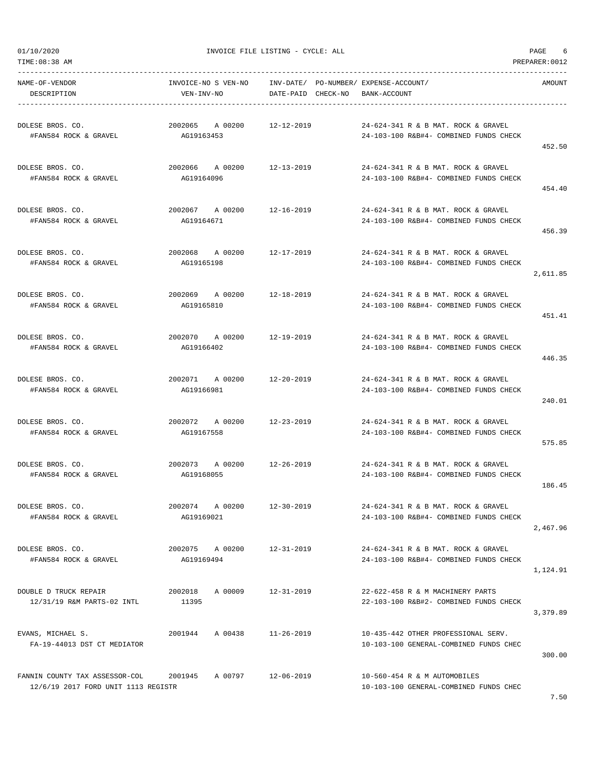01/10/2020 INVOICE FILE LISTING - CYCLE: ALL

TIME:08:38 AM PREPARER:0012

| NAME-OF-VENDOR / DESCRIPTION | INVOICE-NO S VEN-NO / VEN-INV-NO | INV-DATE/ DATE-PAID | PO-NUMBER/ CHECK-NO | EXPENSE-ACCOUNT/ BANK-ACCOUNT | AMOUNT |
|---|---|---|---|---|---|
| DOLESE BROS. CO.<br>#FAN584 ROCK & GRAVEL | 2002065 A 00200<br>AG19163453 | 12-12-2019 | | 24-624-341 R & B MAT. ROCK & GRAVEL<br>24-103-100 R&B#4- COMBINED FUNDS CHECK | 452.50 |
| DOLESE BROS. CO.<br>#FAN584 ROCK & GRAVEL | 2002066 A 00200<br>AG19164096 | 12-13-2019 | | 24-624-341 R & B MAT. ROCK & GRAVEL<br>24-103-100 R&B#4- COMBINED FUNDS CHECK | 454.40 |
| DOLESE BROS. CO.<br>#FAN584 ROCK & GRAVEL | 2002067 A 00200<br>AG19164671 | 12-16-2019 | | 24-624-341 R & B MAT. ROCK & GRAVEL<br>24-103-100 R&B#4- COMBINED FUNDS CHECK | 456.39 |
| DOLESE BROS. CO.<br>#FAN584 ROCK & GRAVEL | 2002068 A 00200<br>AG19165198 | 12-17-2019 | | 24-624-341 R & B MAT. ROCK & GRAVEL<br>24-103-100 R&B#4- COMBINED FUNDS CHECK | 2,611.85 |
| DOLESE BROS. CO.<br>#FAN584 ROCK & GRAVEL | 2002069 A 00200<br>AG19165810 | 12-18-2019 | | 24-624-341 R & B MAT. ROCK & GRAVEL<br>24-103-100 R&B#4- COMBINED FUNDS CHECK | 451.41 |
| DOLESE BROS. CO.<br>#FAN584 ROCK & GRAVEL | 2002070 A 00200<br>AG19166402 | 12-19-2019 | | 24-624-341 R & B MAT. ROCK & GRAVEL<br>24-103-100 R&B#4- COMBINED FUNDS CHECK | 446.35 |
| DOLESE BROS. CO.<br>#FAN584 ROCK & GRAVEL | 2002071 A 00200<br>AG19166981 | 12-20-2019 | | 24-624-341 R & B MAT. ROCK & GRAVEL<br>24-103-100 R&B#4- COMBINED FUNDS CHECK | 240.01 |
| DOLESE BROS. CO.<br>#FAN584 ROCK & GRAVEL | 2002072 A 00200<br>AG19167558 | 12-23-2019 | | 24-624-341 R & B MAT. ROCK & GRAVEL<br>24-103-100 R&B#4- COMBINED FUNDS CHECK | 575.85 |
| DOLESE BROS. CO.<br>#FAN584 ROCK & GRAVEL | 2002073 A 00200<br>AG19168055 | 12-26-2019 | | 24-624-341 R & B MAT. ROCK & GRAVEL<br>24-103-100 R&B#4- COMBINED FUNDS CHECK | 186.45 |
| DOLESE BROS. CO.<br>#FAN584 ROCK & GRAVEL | 2002074 A 00200<br>AG19169021 | 12-30-2019 | | 24-624-341 R & B MAT. ROCK & GRAVEL<br>24-103-100 R&B#4- COMBINED FUNDS CHECK | 2,467.96 |
| DOLESE BROS. CO.<br>#FAN584 ROCK & GRAVEL | 2002075 A 00200<br>AG19169494 | 12-31-2019 | | 24-624-341 R & B MAT. ROCK & GRAVEL<br>24-103-100 R&B#4- COMBINED FUNDS CHECK | 1,124.91 |
| DOUBLE D TRUCK REPAIR<br>12/31/19 R&M PARTS-02 INTL | 2002018 A 00009<br>11395 | 12-31-2019 | | 22-622-458 R & M MACHINERY PARTS<br>22-103-100 R&B#2- COMBINED FUNDS CHECK | 3,379.89 |
| EVANS, MICHAEL S.<br>FA-19-44013 DST CT MEDIATOR | 2001944 A 00438 | 11-26-2019 | | 10-435-442 OTHER PROFESSIONAL SERV.<br>10-103-100 GENERAL-COMBINED FUNDS CHEC | 300.00 |
| FANNIN COUNTY TAX ASSESSOR-COL<br>12/6/19 2017 FORD UNIT 1113 REGISTR | 2001945 A 00797 | 12-06-2019 | | 10-560-454 R & M AUTOMOBILES<br>10-103-100 GENERAL-COMBINED FUNDS CHEC | 7.50 |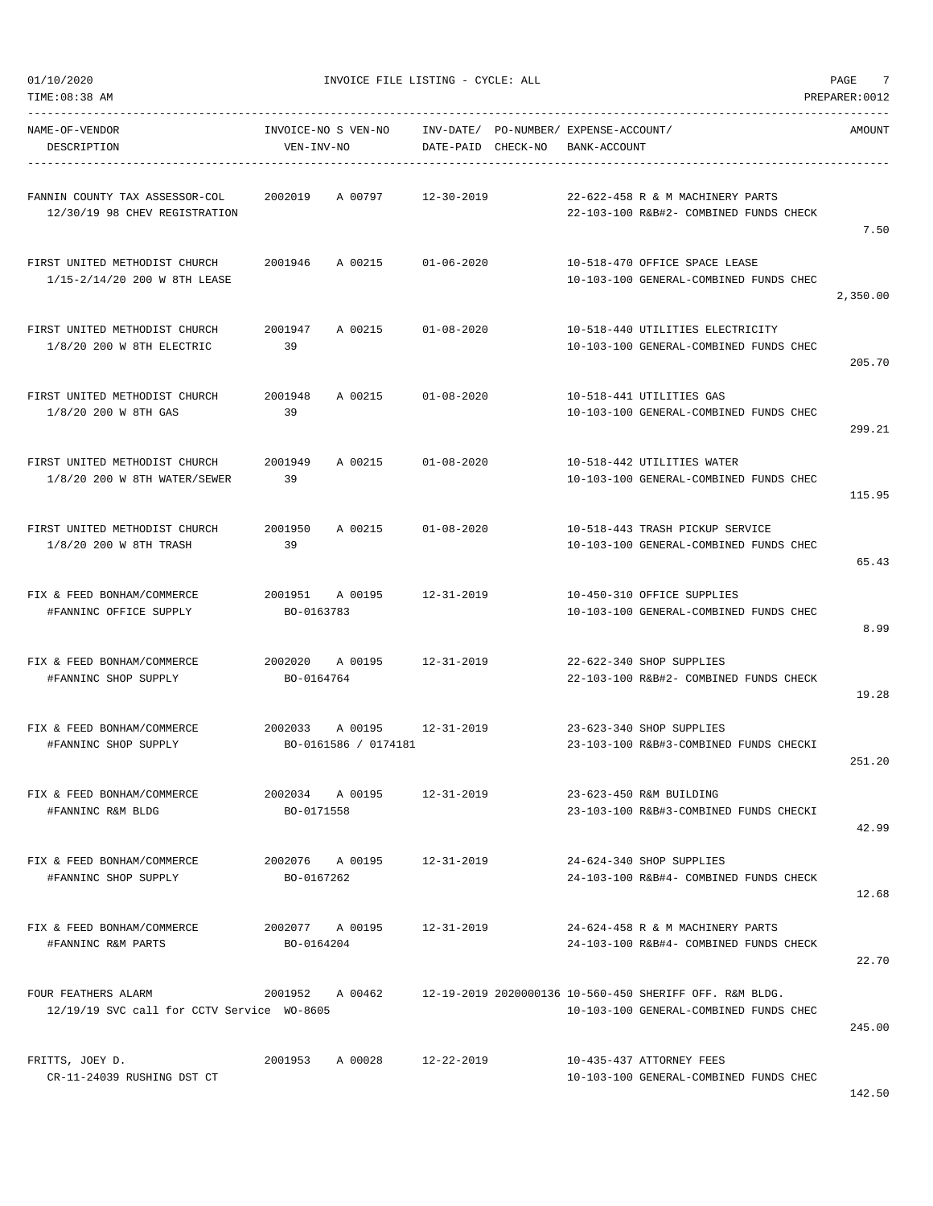| NAME-OF-VENDOR DESCRIPTION | INVOICE-NO S VEN-NO VEN-INV-NO | INV-DATE/ DATE-PAID | PO-NUMBER/ CHECK-NO | EXPENSE-ACCOUNT/ BANK-ACCOUNT | AMOUNT |
|---|---|---|---|---|---|
| FANNIN COUNTY TAX ASSESSOR-COL 12/30/19 98 CHEV REGISTRATION | 2002019 A 00797 | 12-30-2019 | | 22-622-458 R & M MACHINERY PARTS 22-103-100 R&B#2- COMBINED FUNDS CHECK | 7.50 |
| FIRST UNITED METHODIST CHURCH 1/15-2/14/20 200 W 8TH LEASE | 2001946 A 00215 | 01-06-2020 | | 10-518-470 OFFICE SPACE LEASE 10-103-100 GENERAL-COMBINED FUNDS CHEC | 2,350.00 |
| FIRST UNITED METHODIST CHURCH 1/8/20 200 W 8TH ELECTRIC | 2001947 A 00215 39 | 01-08-2020 | | 10-518-440 UTILITIES ELECTRICITY 10-103-100 GENERAL-COMBINED FUNDS CHEC | 205.70 |
| FIRST UNITED METHODIST CHURCH 1/8/20 200 W 8TH GAS | 2001948 A 00215 39 | 01-08-2020 | | 10-518-441 UTILITIES GAS 10-103-100 GENERAL-COMBINED FUNDS CHEC | 299.21 |
| FIRST UNITED METHODIST CHURCH 1/8/20 200 W 8TH WATER/SEWER | 2001949 A 00215 39 | 01-08-2020 | | 10-518-442 UTILITIES WATER 10-103-100 GENERAL-COMBINED FUNDS CHEC | 115.95 |
| FIRST UNITED METHODIST CHURCH 1/8/20 200 W 8TH TRASH | 2001950 A 00215 39 | 01-08-2020 | | 10-518-443 TRASH PICKUP SERVICE 10-103-100 GENERAL-COMBINED FUNDS CHEC | 65.43 |
| FIX & FEED BONHAM/COMMERCE #FANNINC OFFICE SUPPLY | 2001951 A 00195 BO-0163783 | 12-31-2019 | | 10-450-310 OFFICE SUPPLIES 10-103-100 GENERAL-COMBINED FUNDS CHEC | 8.99 |
| FIX & FEED BONHAM/COMMERCE #FANNINC SHOP SUPPLY | 2002020 A 00195 BO-0164764 | 12-31-2019 | | 22-622-340 SHOP SUPPLIES 22-103-100 R&B#2- COMBINED FUNDS CHECK | 19.28 |
| FIX & FEED BONHAM/COMMERCE #FANNINC SHOP SUPPLY | 2002033 A 00195 BO-0161586 / 0174181 | 12-31-2019 | | 23-623-340 SHOP SUPPLIES 23-103-100 R&B#3-COMBINED FUNDS CHECKI | 251.20 |
| FIX & FEED BONHAM/COMMERCE #FANNINC R&M BLDG | 2002034 A 00195 BO-0171558 | 12-31-2019 | | 23-623-450 R&M BUILDING 23-103-100 R&B#3-COMBINED FUNDS CHECKI | 42.99 |
| FIX & FEED BONHAM/COMMERCE #FANNINC SHOP SUPPLY | 2002076 A 00195 BO-0167262 | 12-31-2019 | | 24-624-340 SHOP SUPPLIES 24-103-100 R&B#4- COMBINED FUNDS CHECK | 12.68 |
| FIX & FEED BONHAM/COMMERCE #FANNINC R&M PARTS | 2002077 A 00195 BO-0164204 | 12-31-2019 | | 24-624-458 R & M MACHINERY PARTS 24-103-100 R&B#4- COMBINED FUNDS CHECK | 22.70 |
| FOUR FEATHERS ALARM 12/19/19 SVC call for CCTV Service WO-8605 | 2001952 A 00462 | 12-19-2019 | 2020000136 | 10-560-450 SHERIFF OFF. R&M BLDG. 10-103-100 GENERAL-COMBINED FUNDS CHEC | 245.00 |
| FRITTS, JOEY D. CR-11-24039 RUSHING DST CT | 2001953 A 00028 | 12-22-2019 | | 10-435-437 ATTORNEY FEES 10-103-100 GENERAL-COMBINED FUNDS CHEC | 142.50 |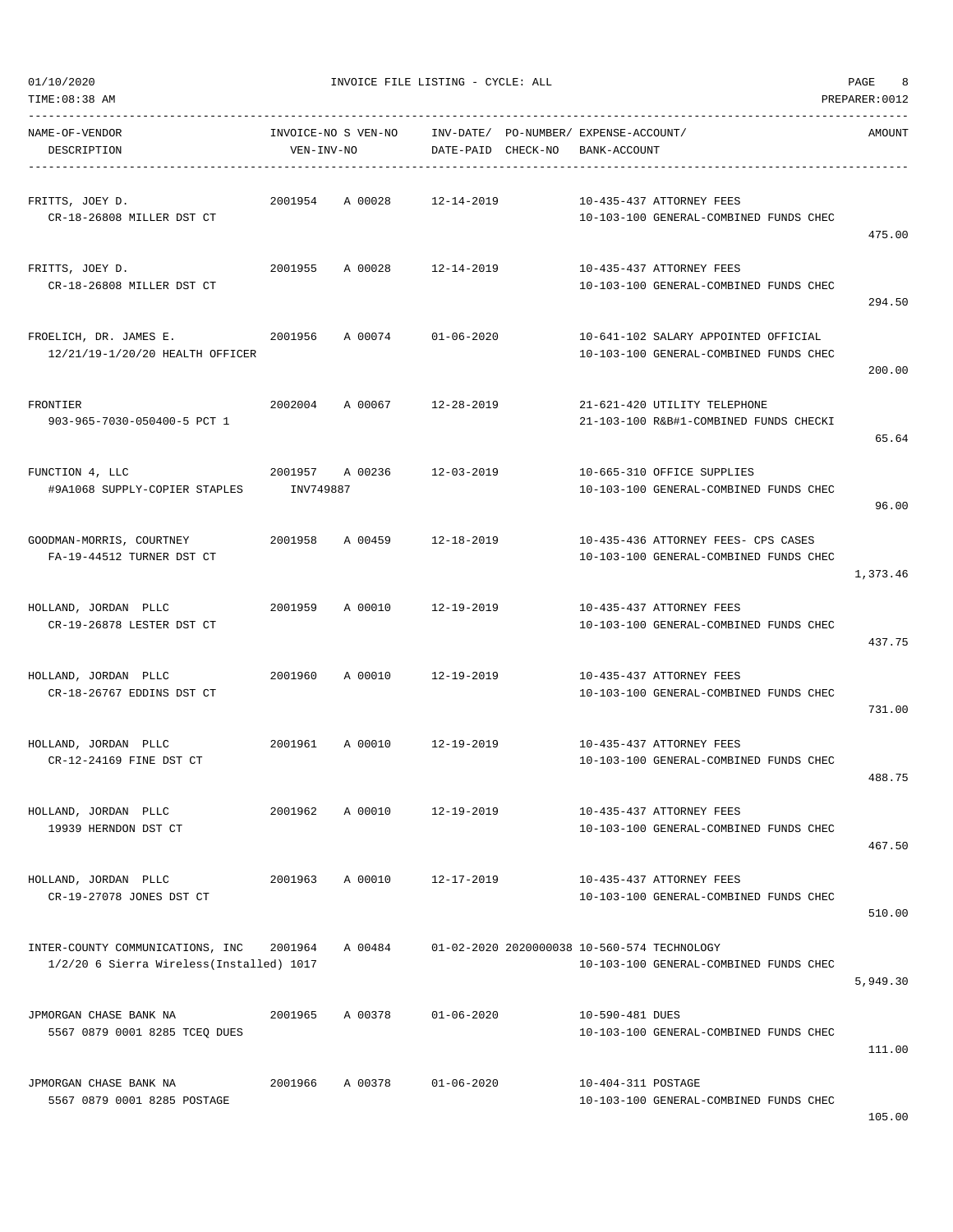INVOICE FILE LISTING - CYCLE: ALL

| NAME-OF-VENDOR / DESCRIPTION | INVOICE-NO | S VEN-NO / VEN-INV-NO | INV-DATE/ DATE-PAID | PO-NUMBER/ CHECK-NO | EXPENSE-ACCOUNT/ BANK-ACCOUNT | AMOUNT |
|---|---|---|---|---|---|---|
| FRITTS, JOEY D. / CR-18-26808 MILLER DST CT | 2001954 | A 00028 | 12-14-2019 | | 10-435-437 ATTORNEY FEES / 10-103-100 GENERAL-COMBINED FUNDS CHEC | 475.00 |
| FRITTS, JOEY D. / CR-18-26808 MILLER DST CT | 2001955 | A 00028 | 12-14-2019 | | 10-435-437 ATTORNEY FEES / 10-103-100 GENERAL-COMBINED FUNDS CHEC | 294.50 |
| FROELICH, DR. JAMES E. / 12/21/19-1/20/20 HEALTH OFFICER | 2001956 | A 00074 | 01-06-2020 | | 10-641-102 SALARY APPOINTED OFFICIAL / 10-103-100 GENERAL-COMBINED FUNDS CHEC | 200.00 |
| FRONTIER / 903-965-7030-050400-5 PCT 1 | 2002004 | A 00067 | 12-28-2019 | | 21-621-420 UTILITY TELEPHONE / 21-103-100 R&B#1-COMBINED FUNDS CHECKI | 65.64 |
| FUNCTION 4, LLC / #9A1068 SUPPLY-COPIER STAPLES | 2001957 | A 00236 / INV749887 | 12-03-2019 | | 10-665-310 OFFICE SUPPLIES / 10-103-100 GENERAL-COMBINED FUNDS CHEC | 96.00 |
| GOODMAN-MORRIS, COURTNEY / FA-19-44512 TURNER DST CT | 2001958 | A 00459 | 12-18-2019 | | 10-435-436 ATTORNEY FEES- CPS CASES / 10-103-100 GENERAL-COMBINED FUNDS CHEC | 1,373.46 |
| HOLLAND, JORDAN PLLC / CR-19-26878 LESTER DST CT | 2001959 | A 00010 | 12-19-2019 | | 10-435-437 ATTORNEY FEES / 10-103-100 GENERAL-COMBINED FUNDS CHEC | 437.75 |
| HOLLAND, JORDAN PLLC / CR-18-26767 EDDINS DST CT | 2001960 | A 00010 | 12-19-2019 | | 10-435-437 ATTORNEY FEES / 10-103-100 GENERAL-COMBINED FUNDS CHEC | 731.00 |
| HOLLAND, JORDAN PLLC / CR-12-24169 FINE DST CT | 2001961 | A 00010 | 12-19-2019 | | 10-435-437 ATTORNEY FEES / 10-103-100 GENERAL-COMBINED FUNDS CHEC | 488.75 |
| HOLLAND, JORDAN PLLC / 19939 HERNDON DST CT | 2001962 | A 00010 | 12-19-2019 | | 10-435-437 ATTORNEY FEES / 10-103-100 GENERAL-COMBINED FUNDS CHEC | 467.50 |
| HOLLAND, JORDAN PLLC / CR-19-27078 JONES DST CT | 2001963 | A 00010 | 12-17-2019 | | 10-435-437 ATTORNEY FEES / 10-103-100 GENERAL-COMBINED FUNDS CHEC | 510.00 |
| INTER-COUNTY COMMUNICATIONS, INC / 1/2/20 6 Sierra Wireless(Installed) 1017 | 2001964 | A 00484 | 01-02-2020 | 2020000038 | 10-560-574 TECHNOLOGY / 10-103-100 GENERAL-COMBINED FUNDS CHEC | 5,949.30 |
| JPMORGAN CHASE BANK NA / 5567 0879 0001 8285 TCEQ DUES | 2001965 | A 00378 | 01-06-2020 | | 10-590-481 DUES / 10-103-100 GENERAL-COMBINED FUNDS CHEC | 111.00 |
| JPMORGAN CHASE BANK NA / 5567 0879 0001 8285 POSTAGE | 2001966 | A 00378 | 01-06-2020 | | 10-404-311 POSTAGE / 10-103-100 GENERAL-COMBINED FUNDS CHEC | 105.00 |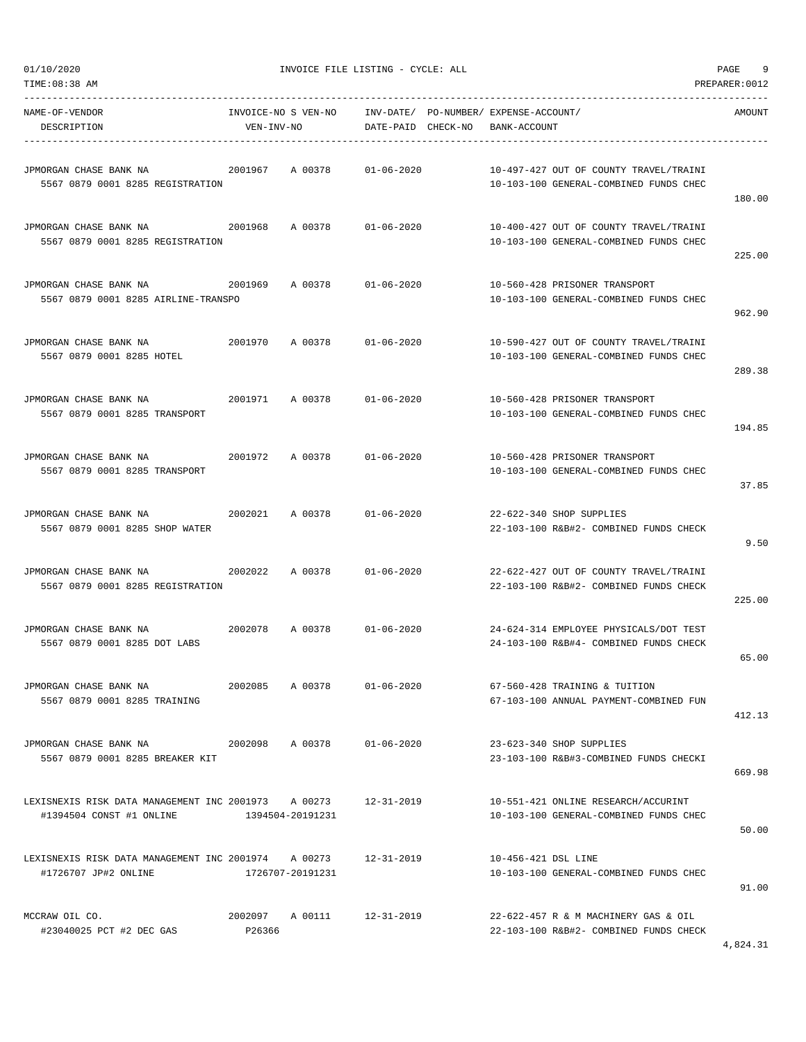01/10/2020 INVOICE FILE LISTING - CYCLE: ALL

TIME:08:38 AM PREPARER:0012

| NAME-OF-VENDOR / DESCRIPTION | INVOICE-NO | S VEN-NO / VEN-INV-NO | INV-DATE/ DATE-PAID | PO-NUMBER/ CHECK-NO | EXPENSE-ACCOUNT/ BANK-ACCOUNT | AMOUNT |
|---|---|---|---|---|---|---|
| JPMORGAN CHASE BANK NA / 5567 0879 0001 8285 REGISTRATION | 2001967 | A 00378 | 01-06-2020 | | 10-497-427 OUT OF COUNTY TRAVEL/TRAINI / 10-103-100 GENERAL-COMBINED FUNDS CHEC | 180.00 |
| JPMORGAN CHASE BANK NA / 5567 0879 0001 8285 REGISTRATION | 2001968 | A 00378 | 01-06-2020 | | 10-400-427 OUT OF COUNTY TRAVEL/TRAINI / 10-103-100 GENERAL-COMBINED FUNDS CHEC | 225.00 |
| JPMORGAN CHASE BANK NA / 5567 0879 0001 8285 AIRLINE-TRANSPO | 2001969 | A 00378 | 01-06-2020 | | 10-560-428 PRISONER TRANSPORT / 10-103-100 GENERAL-COMBINED FUNDS CHEC | 962.90 |
| JPMORGAN CHASE BANK NA / 5567 0879 0001 8285 HOTEL | 2001970 | A 00378 | 01-06-2020 | | 10-590-427 OUT OF COUNTY TRAVEL/TRAINI / 10-103-100 GENERAL-COMBINED FUNDS CHEC | 289.38 |
| JPMORGAN CHASE BANK NA / 5567 0879 0001 8285 TRANSPORT | 2001971 | A 00378 | 01-06-2020 | | 10-560-428 PRISONER TRANSPORT / 10-103-100 GENERAL-COMBINED FUNDS CHEC | 194.85 |
| JPMORGAN CHASE BANK NA / 5567 0879 0001 8285 TRANSPORT | 2001972 | A 00378 | 01-06-2020 | | 10-560-428 PRISONER TRANSPORT / 10-103-100 GENERAL-COMBINED FUNDS CHEC | 37.85 |
| JPMORGAN CHASE BANK NA / 5567 0879 0001 8285 SHOP WATER | 2002021 | A 00378 | 01-06-2020 | | 22-622-340 SHOP SUPPLIES / 22-103-100 R&B#2- COMBINED FUNDS CHECK | 9.50 |
| JPMORGAN CHASE BANK NA / 5567 0879 0001 8285 REGISTRATION | 2002022 | A 00378 | 01-06-2020 | | 22-622-427 OUT OF COUNTY TRAVEL/TRAINI / 22-103-100 R&B#2- COMBINED FUNDS CHECK | 225.00 |
| JPMORGAN CHASE BANK NA / 5567 0879 0001 8285 DOT LABS | 2002078 | A 00378 | 01-06-2020 | | 24-624-314 EMPLOYEE PHYSICALS/DOT TEST / 24-103-100 R&B#4- COMBINED FUNDS CHECK | 65.00 |
| JPMORGAN CHASE BANK NA / 5567 0879 0001 8285 TRAINING | 2002085 | A 00378 | 01-06-2020 | | 67-560-428 TRAINING & TUITION / 67-103-100 ANNUAL PAYMENT-COMBINED FUN | 412.13 |
| JPMORGAN CHASE BANK NA / 5567 0879 0001 8285 BREAKER KIT | 2002098 | A 00378 | 01-06-2020 | | 23-623-340 SHOP SUPPLIES / 23-103-100 R&B#3-COMBINED FUNDS CHECKI | 669.98 |
| LEXISNEXIS RISK DATA MANAGEMENT INC / #1394504 CONST #1 ONLINE | 2001973 | A 00273 / 1394504-20191231 | 12-31-2019 | | 10-551-421 ONLINE RESEARCH/ACCURINT / 10-103-100 GENERAL-COMBINED FUNDS CHEC | 50.00 |
| LEXISNEXIS RISK DATA MANAGEMENT INC / #1726707 JP#2 ONLINE | 2001974 | A 00273 / 1726707-20191231 | 12-31-2019 | | 10-456-421 DSL LINE / 10-103-100 GENERAL-COMBINED FUNDS CHEC | 91.00 |
| MCCRAW OIL CO. / #23040025 PCT #2 DEC GAS | 2002097 | A 00111 / P26366 | 12-31-2019 | | 22-622-457 R & M MACHINERY GAS & OIL / 22-103-100 R&B#2- COMBINED FUNDS CHECK | 4,824.31 |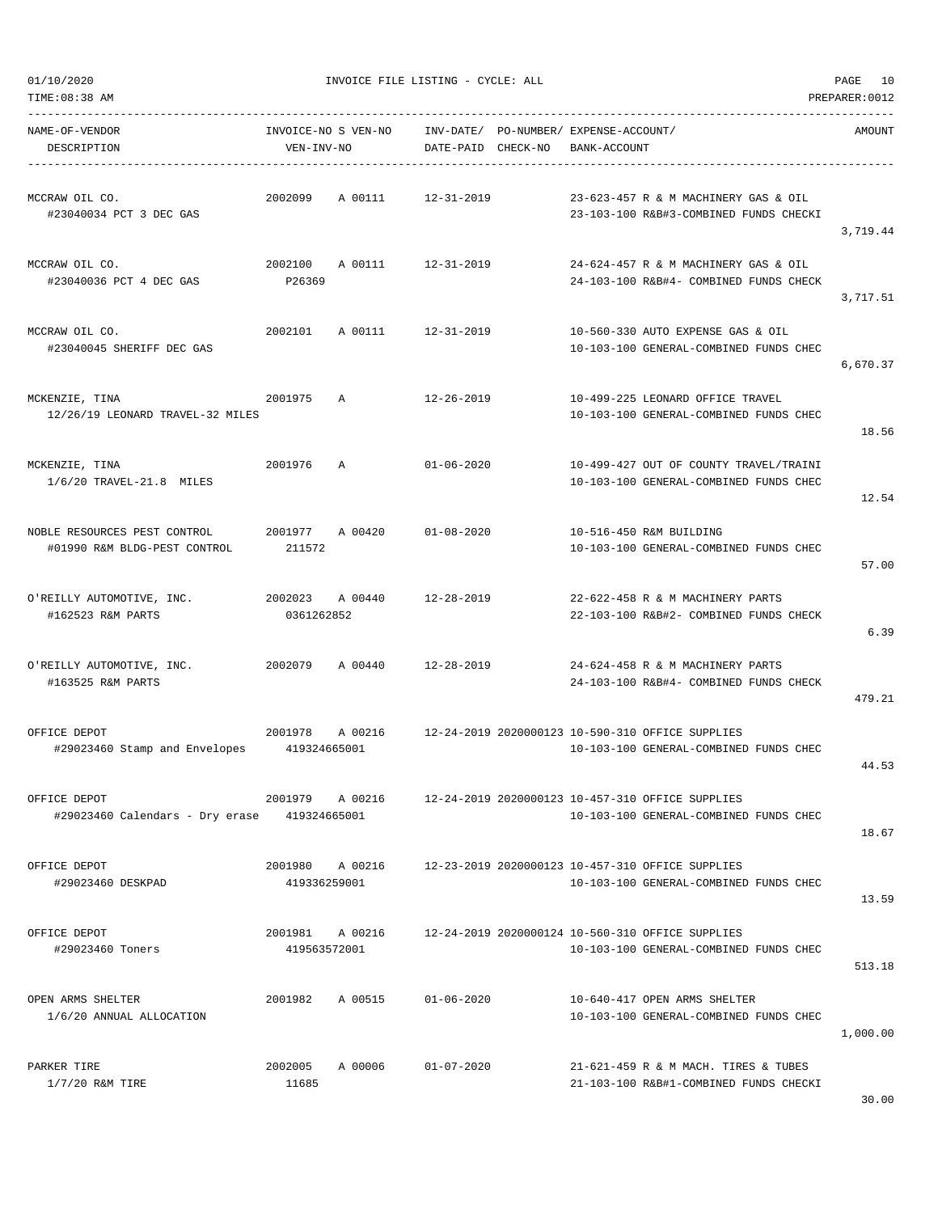01/10/2020 INVOICE FILE LISTING - CYCLE: ALL
TIME:08:38 AM PREPARER:0012

| NAME-OF-VENDOR / DESCRIPTION | INVOICE-NO S VEN-NO / VEN-INV-NO | INV-DATE/ DATE-PAID | PO-NUMBER/ CHECK-NO | EXPENSE-ACCOUNT/ BANK-ACCOUNT | AMOUNT |
|---|---|---|---|---|---|
| MCCRAW OIL CO. #23040034 PCT 3 DEC GAS | 2002099 A 00111 | 12-31-2019 | | 23-623-457 R & M MACHINERY GAS & OIL / 23-103-100 R&B#3-COMBINED FUNDS CHECKI | 3,719.44 |
| MCCRAW OIL CO. #23040036 PCT 4 DEC GAS | 2002100 A 00111 P26369 | 12-31-2019 | | 24-624-457 R & M MACHINERY GAS & OIL / 24-103-100 R&B#4- COMBINED FUNDS CHECK | 3,717.51 |
| MCCRAW OIL CO. #23040045 SHERIFF DEC GAS | 2002101 A 00111 | 12-31-2019 | | 10-560-330 AUTO EXPENSE GAS & OIL / 10-103-100 GENERAL-COMBINED FUNDS CHEC | 6,670.37 |
| MCKENZIE, TINA 12/26/19 LEONARD TRAVEL-32 MILES | 2001975 A | 12-26-2019 | | 10-499-225 LEONARD OFFICE TRAVEL / 10-103-100 GENERAL-COMBINED FUNDS CHEC | 18.56 |
| MCKENZIE, TINA 1/6/20 TRAVEL-21.8 MILES | 2001976 A | 01-06-2020 | | 10-499-427 OUT OF COUNTY TRAVEL/TRAINI / 10-103-100 GENERAL-COMBINED FUNDS CHEC | 12.54 |
| NOBLE RESOURCES PEST CONTROL #01990 R&M BLDG-PEST CONTROL | 2001977 A 00420 211572 | 01-08-2020 | | 10-516-450 R&M BUILDING / 10-103-100 GENERAL-COMBINED FUNDS CHEC | 57.00 |
| O'REILLY AUTOMOTIVE, INC. #162523 R&M PARTS | 2002023 A 00440 0361262852 | 12-28-2019 | | 22-622-458 R & M MACHINERY PARTS / 22-103-100 R&B#2- COMBINED FUNDS CHECK | 6.39 |
| O'REILLY AUTOMOTIVE, INC. #163525 R&M PARTS | 2002079 A 00440 | 12-28-2019 | | 24-624-458 R & M MACHINERY PARTS / 24-103-100 R&B#4- COMBINED FUNDS CHECK | 479.21 |
| OFFICE DEPOT #29023460 Stamp and Envelopes | 2001978 A 00216 419324665001 | 12-24-2019 | 2020000123 | 10-590-310 OFFICE SUPPLIES / 10-103-100 GENERAL-COMBINED FUNDS CHEC | 44.53 |
| OFFICE DEPOT #29023460 Calendars - Dry erase | 2001979 A 00216 419324665001 | 12-24-2019 | 2020000123 | 10-457-310 OFFICE SUPPLIES / 10-103-100 GENERAL-COMBINED FUNDS CHEC | 18.67 |
| OFFICE DEPOT #29023460 DESKPAD | 2001980 A 00216 419336259001 | 12-23-2019 | 2020000123 | 10-457-310 OFFICE SUPPLIES / 10-103-100 GENERAL-COMBINED FUNDS CHEC | 13.59 |
| OFFICE DEPOT #29023460 Toners | 2001981 A 00216 419563572001 | 12-24-2019 | 2020000124 | 10-560-310 OFFICE SUPPLIES / 10-103-100 GENERAL-COMBINED FUNDS CHEC | 513.18 |
| OPEN ARMS SHELTER 1/6/20 ANNUAL ALLOCATION | 2001982 A 00515 | 01-06-2020 | | 10-640-417 OPEN ARMS SHELTER / 10-103-100 GENERAL-COMBINED FUNDS CHEC | 1,000.00 |
| PARKER TIRE 1/7/20 R&M TIRE | 2002005 A 00006 11685 | 01-07-2020 | | 21-621-459 R & M MACH. TIRES & TUBES / 21-103-100 R&B#1-COMBINED FUNDS CHECKI | 30.00 |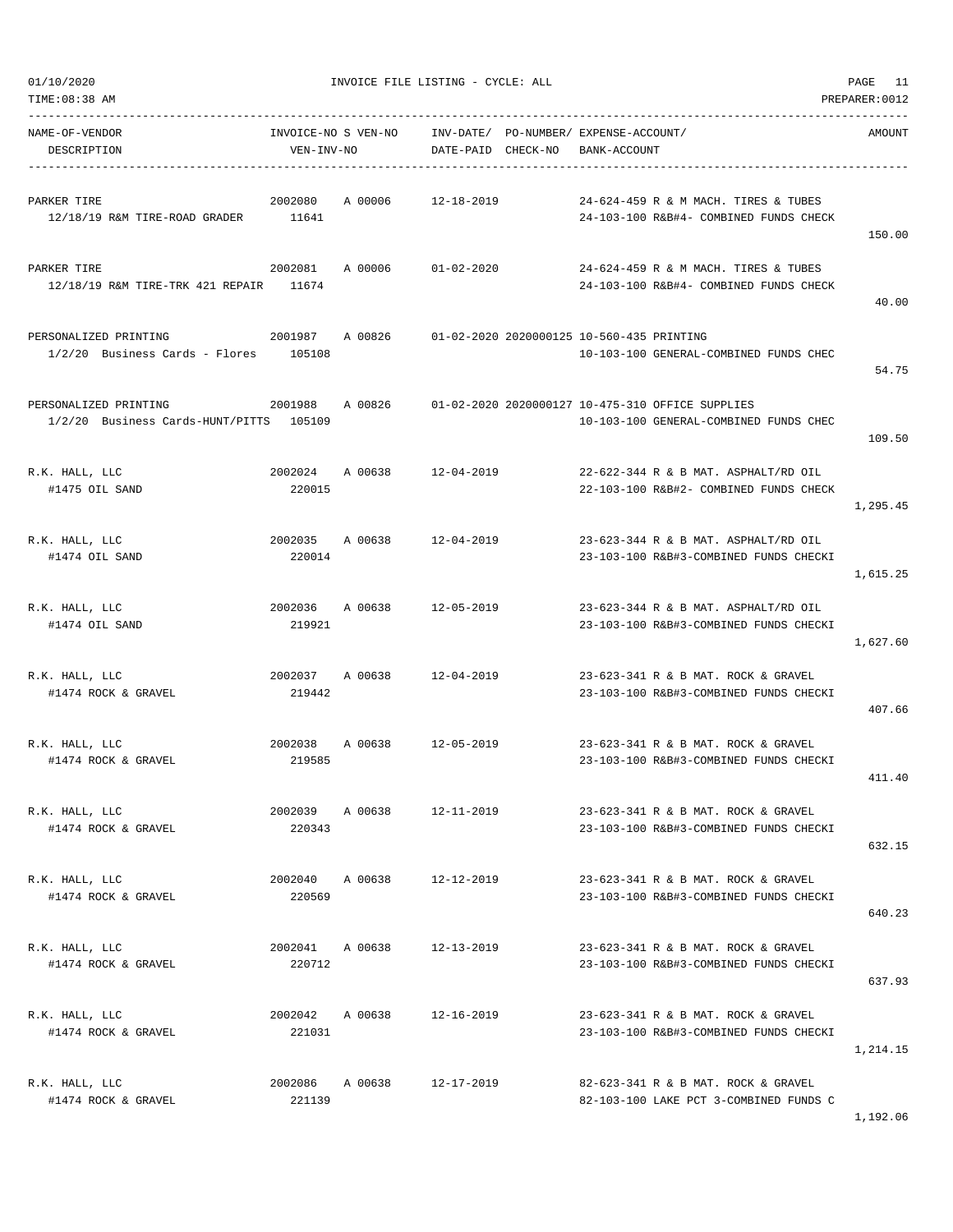01/10/2020 INVOICE FILE LISTING - CYCLE: ALL

TIME:08:38 AM PREPARER:0012

| NAME-OF-VENDOR / DESCRIPTION | INVOICE-NO / VEN-INV-NO | S VEN-NO | INV-DATE/ DATE-PAID | PO-NUMBER/ CHECK-NO | EXPENSE-ACCOUNT/ BANK-ACCOUNT | AMOUNT |
|---|---|---|---|---|---|---|
| PARKER TIRE<br>12/18/19 R&M TIRE-ROAD GRADER | 2002080<br>11641 | A 00006 | 12-18-2019 | | 24-624-459 R & M MACH. TIRES & TUBES<br>24-103-100 R&B#4- COMBINED FUNDS CHECK | 150.00 |
| PARKER TIRE<br>12/18/19 R&M TIRE-TRK 421 REPAIR | 2002081<br>11674 | A 00006 | 01-02-2020 | | 24-624-459 R & M MACH. TIRES & TUBES<br>24-103-100 R&B#4- COMBINED FUNDS CHECK | 40.00 |
| PERSONALIZED PRINTING<br>1/2/20 Business Cards - Flores | 2001987<br>105108 | A 00826 | 01-02-2020 | 2020000125 | 10-560-435 PRINTING<br>10-103-100 GENERAL-COMBINED FUNDS CHEC | 54.75 |
| PERSONALIZED PRINTING<br>1/2/20 Business Cards-HUNT/PITTS | 2001988<br>105109 | A 00826 | 01-02-2020 | 2020000127 | 10-475-310 OFFICE SUPPLIES<br>10-103-100 GENERAL-COMBINED FUNDS CHEC | 109.50 |
| R.K. HALL, LLC<br>#1475 OIL SAND | 2002024<br>220015 | A 00638 | 12-04-2019 | | 22-622-344 R & B MAT. ASPHALT/RD OIL<br>22-103-100 R&B#2- COMBINED FUNDS CHECK | 1,295.45 |
| R.K. HALL, LLC<br>#1474 OIL SAND | 2002035<br>220014 | A 00638 | 12-04-2019 | | 23-623-344 R & B MAT. ASPHALT/RD OIL<br>23-103-100 R&B#3-COMBINED FUNDS CHECKI | 1,615.25 |
| R.K. HALL, LLC<br>#1474 OIL SAND | 2002036<br>219921 | A 00638 | 12-05-2019 | | 23-623-344 R & B MAT. ASPHALT/RD OIL<br>23-103-100 R&B#3-COMBINED FUNDS CHECKI | 1,627.60 |
| R.K. HALL, LLC<br>#1474 ROCK & GRAVEL | 2002037<br>219442 | A 00638 | 12-04-2019 | | 23-623-341 R & B MAT. ROCK & GRAVEL<br>23-103-100 R&B#3-COMBINED FUNDS CHECKI | 407.66 |
| R.K. HALL, LLC<br>#1474 ROCK & GRAVEL | 2002038<br>219585 | A 00638 | 12-05-2019 | | 23-623-341 R & B MAT. ROCK & GRAVEL<br>23-103-100 R&B#3-COMBINED FUNDS CHECKI | 411.40 |
| R.K. HALL, LLC<br>#1474 ROCK & GRAVEL | 2002039<br>220343 | A 00638 | 12-11-2019 | | 23-623-341 R & B MAT. ROCK & GRAVEL<br>23-103-100 R&B#3-COMBINED FUNDS CHECKI | 632.15 |
| R.K. HALL, LLC<br>#1474 ROCK & GRAVEL | 2002040<br>220569 | A 00638 | 12-12-2019 | | 23-623-341 R & B MAT. ROCK & GRAVEL<br>23-103-100 R&B#3-COMBINED FUNDS CHECKI | 640.23 |
| R.K. HALL, LLC<br>#1474 ROCK & GRAVEL | 2002041<br>220712 | A 00638 | 12-13-2019 | | 23-623-341 R & B MAT. ROCK & GRAVEL<br>23-103-100 R&B#3-COMBINED FUNDS CHECKI | 637.93 |
| R.K. HALL, LLC<br>#1474 ROCK & GRAVEL | 2002042<br>221031 | A 00638 | 12-16-2019 | | 23-623-341 R & B MAT. ROCK & GRAVEL<br>23-103-100 R&B#3-COMBINED FUNDS CHECKI | 1,214.15 |
| R.K. HALL, LLC<br>#1474 ROCK & GRAVEL | 2002086<br>221139 | A 00638 | 12-17-2019 | | 82-623-341 R & B MAT. ROCK & GRAVEL<br>82-103-100 LAKE PCT 3-COMBINED FUNDS C | 1,192.06 |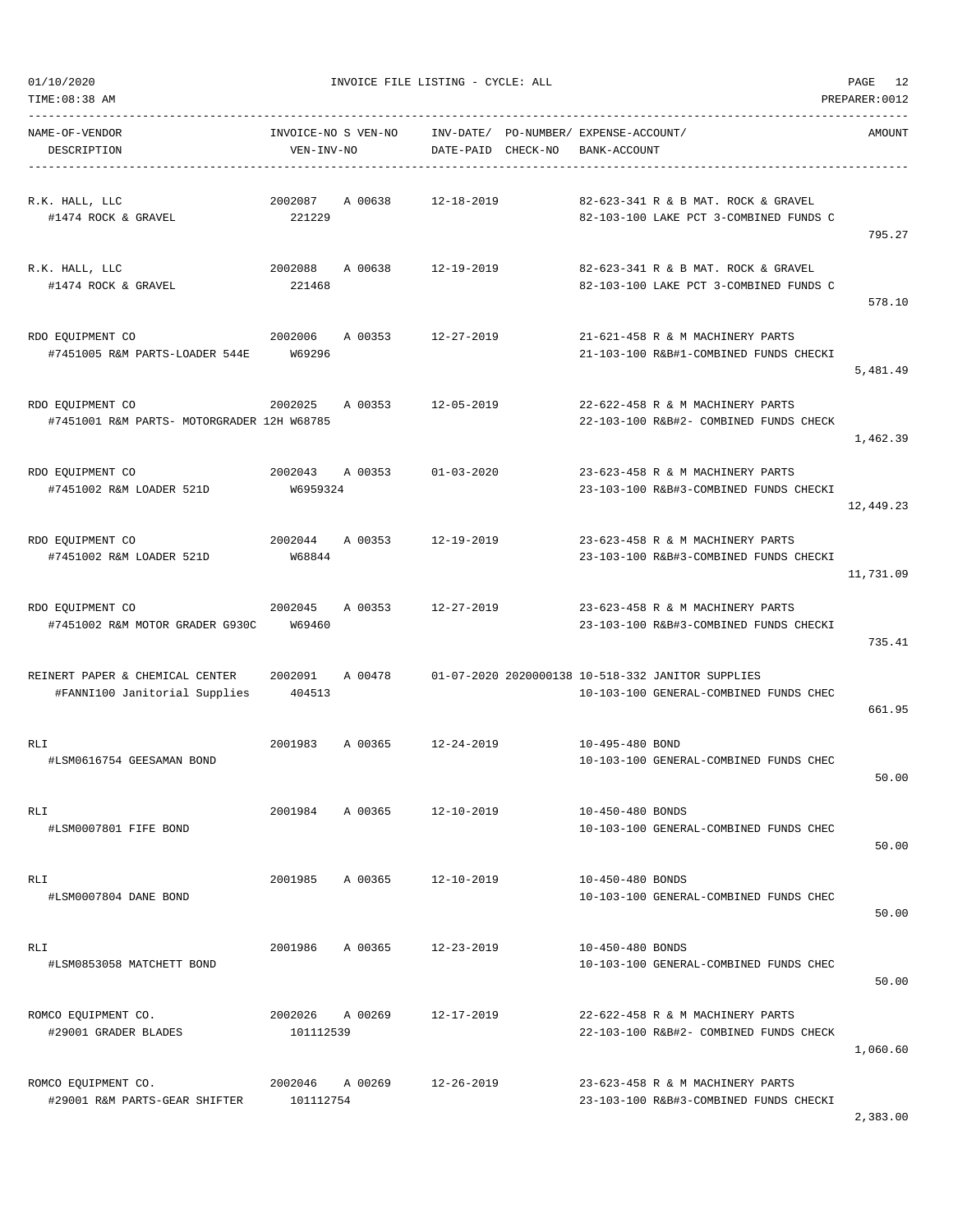INVOICE FILE LISTING - CYCLE: ALL

| NAME-OF-VENDOR / DESCRIPTION | INVOICE-NO / VEN-INV-NO | S | VEN-NO | INV-DATE/ DATE-PAID | PO-NUMBER/ CHECK-NO | EXPENSE-ACCOUNT/ BANK-ACCOUNT | AMOUNT |
|---|---|---|---|---|---|---|---|
| R.K. HALL, LLC<br>#1474 ROCK & GRAVEL | 2002087<br>221229 | A | 00638 | 12-18-2019 | | 82-623-341 R & B MAT. ROCK & GRAVEL<br>82-103-100 LAKE PCT 3-COMBINED FUNDS C | 795.27 |
| R.K. HALL, LLC<br>#1474 ROCK & GRAVEL | 2002088<br>221468 | A | 00638 | 12-19-2019 | | 82-623-341 R & B MAT. ROCK & GRAVEL<br>82-103-100 LAKE PCT 3-COMBINED FUNDS C | 578.10 |
| RDO EQUIPMENT CO<br>#7451005 R&M PARTS-LOADER 544E | 2002006<br>W69296 | A | 00353 | 12-27-2019 | | 21-621-458 R & M MACHINERY PARTS<br>21-103-100 R&B#1-COMBINED FUNDS CHECKI | 5,481.49 |
| RDO EQUIPMENT CO<br>#7451001 R&M PARTS- MOTORGRADER 12H | 2002025<br>W68785 | A | 00353 | 12-05-2019 | | 22-622-458 R & M MACHINERY PARTS<br>22-103-100 R&B#2- COMBINED FUNDS CHECK | 1,462.39 |
| RDO EQUIPMENT CO<br>#7451002 R&M LOADER 521D | 2002043<br>W6959324 | A | 00353 | 01-03-2020 | | 23-623-458 R & M MACHINERY PARTS<br>23-103-100 R&B#3-COMBINED FUNDS CHECKI | 12,449.23 |
| RDO EQUIPMENT CO<br>#7451002 R&M LOADER 521D | 2002044<br>W68844 | A | 00353 | 12-19-2019 | | 23-623-458 R & M MACHINERY PARTS<br>23-103-100 R&B#3-COMBINED FUNDS CHECKI | 11,731.09 |
| RDO EQUIPMENT CO<br>#7451002 R&M MOTOR GRADER G930C | 2002045<br>W69460 | A | 00353 | 12-27-2019 | | 23-623-458 R & M MACHINERY PARTS<br>23-103-100 R&B#3-COMBINED FUNDS CHECKI | 735.41 |
| REINERT PAPER & CHEMICAL CENTER<br>#FANNI100 Janitorial Supplies | 2002091<br>404513 | A | 00478 | 01-07-2020 | 2020000138 | 10-518-332 JANITOR SUPPLIES<br>10-103-100 GENERAL-COMBINED FUNDS CHEC | 661.95 |
| RLI<br>#LSM0616754 GEESAMAN BOND | 2001983 | A | 00365 | 12-24-2019 | | 10-495-480 BOND<br>10-103-100 GENERAL-COMBINED FUNDS CHEC | 50.00 |
| RLI<br>#LSM0007801 FIFE BOND | 2001984 | A | 00365 | 12-10-2019 | | 10-450-480 BONDS<br>10-103-100 GENERAL-COMBINED FUNDS CHEC | 50.00 |
| RLI<br>#LSM0007804 DANE BOND | 2001985 | A | 00365 | 12-10-2019 | | 10-450-480 BONDS<br>10-103-100 GENERAL-COMBINED FUNDS CHEC | 50.00 |
| RLI<br>#LSM0853058 MATCHETT BOND | 2001986 | A | 00365 | 12-23-2019 | | 10-450-480 BONDS<br>10-103-100 GENERAL-COMBINED FUNDS CHEC | 50.00 |
| ROMCO EQUIPMENT CO.<br>#29001 GRADER BLADES | 2002026<br>101112539 | A | 00269 | 12-17-2019 | | 22-622-458 R & M MACHINERY PARTS<br>22-103-100 R&B#2- COMBINED FUNDS CHECK | 1,060.60 |
| ROMCO EQUIPMENT CO.<br>#29001 R&M PARTS-GEAR SHIFTER | 2002046<br>101112754 | A | 00269 | 12-26-2019 | | 23-623-458 R & M MACHINERY PARTS<br>23-103-100 R&B#3-COMBINED FUNDS CHECKI | 2,383.00 |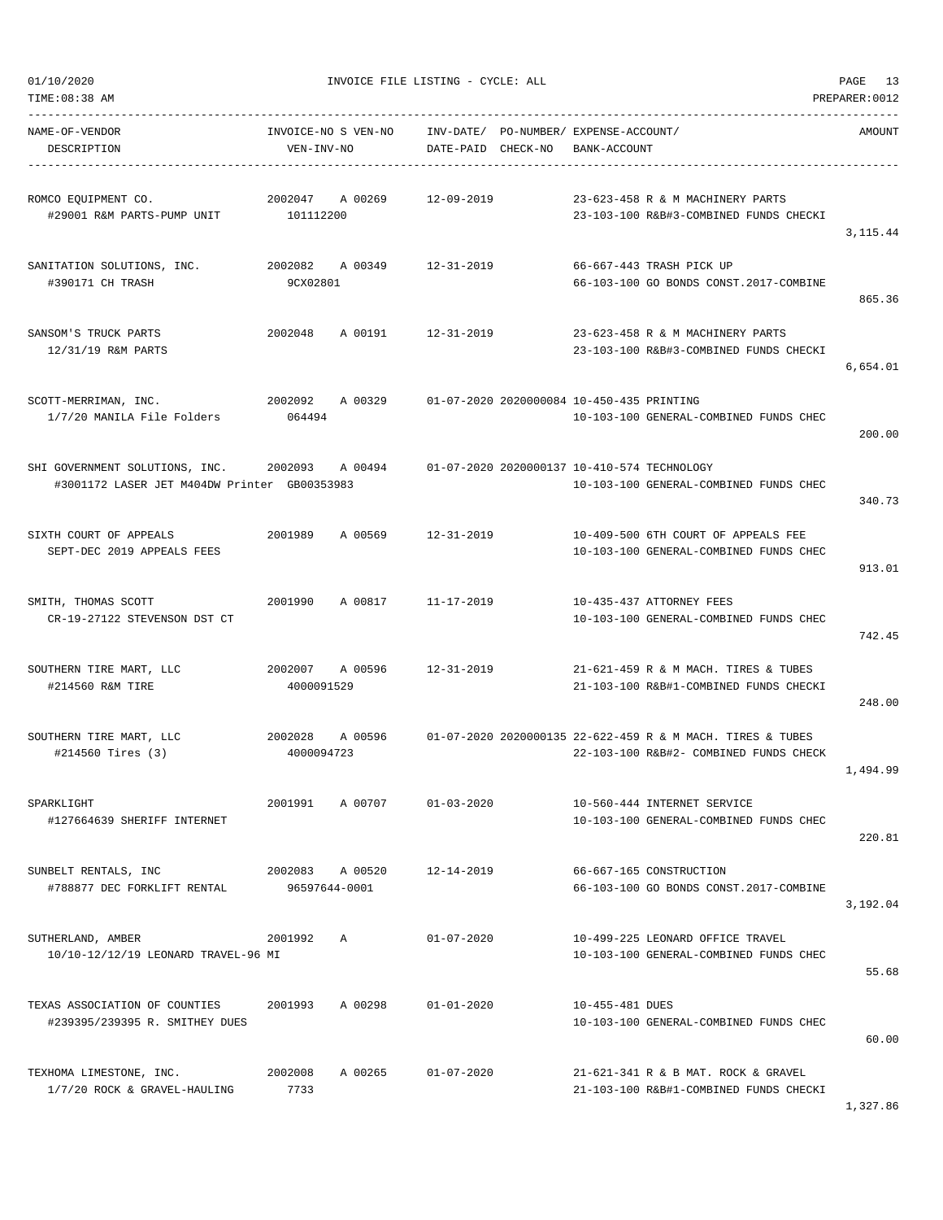01/10/2020 INVOICE FILE LISTING - CYCLE: ALL

TIME:08:38 AM PREPARER:0012

| NAME-OF-VENDOR<br>DESCRIPTION | INVOICE-NO S VEN-NO<br>VEN-INV-NO | INV-DATE/<br>DATE-PAID | PO-NUMBER/<br>CHECK-NO | EXPENSE-ACCOUNT/<br>BANK-ACCOUNT | AMOUNT |
|---|---|---|---|---|---|
| ROMCO EQUIPMENT CO.<br>#29001 R&M PARTS-PUMP UNIT | 2002047 A 00269<br>101112200 | 12-09-2019 | | 23-623-458 R & M MACHINERY PARTS<br>23-103-100 R&B#3-COMBINED FUNDS CHECKI | 3,115.44 |
| SANITATION SOLUTIONS, INC.<br>#390171 CH TRASH | 2002082 A 00349<br>9CX02801 | 12-31-2019 | | 66-667-443 TRASH PICK UP<br>66-103-100 GO BONDS CONST.2017-COMBINE | 865.36 |
| SANSOM'S TRUCK PARTS<br>12/31/19 R&M PARTS | 2002048 A 00191 | 12-31-2019 | | 23-623-458 R & M MACHINERY PARTS<br>23-103-100 R&B#3-COMBINED FUNDS CHECKI | 6,654.01 |
| SCOTT-MERRIMAN, INC.<br>1/7/20 MANILA File Folders | 2002092 A 00329<br>064494 | 01-07-2020 | 2020000084 | 10-450-435 PRINTING<br>10-103-100 GENERAL-COMBINED FUNDS CHEC | 200.00 |
| SHI GOVERNMENT SOLUTIONS, INC.<br>#3001172 LASER JET M404DW Printer | 2002093 A 00494<br>GB00353983 | 01-07-2020 | 2020000137 | 10-410-574 TECHNOLOGY<br>10-103-100 GENERAL-COMBINED FUNDS CHEC | 340.73 |
| SIXTH COURT OF APPEALS<br>SEPT-DEC 2019 APPEALS FEES | 2001989 A 00569 | 12-31-2019 | | 10-409-500 6TH COURT OF APPEALS FEE<br>10-103-100 GENERAL-COMBINED FUNDS CHEC | 913.01 |
| SMITH, THOMAS SCOTT<br>CR-19-27122 STEVENSON DST CT | 2001990 A 00817 | 11-17-2019 | | 10-435-437 ATTORNEY FEES<br>10-103-100 GENERAL-COMBINED FUNDS CHEC | 742.45 |
| SOUTHERN TIRE MART, LLC<br>#214560 R&M TIRE | 2002007 A 00596<br>4000091529 | 12-31-2019 | | 21-621-459 R & M MACH. TIRES & TUBES<br>21-103-100 R&B#1-COMBINED FUNDS CHECKI | 248.00 |
| SOUTHERN TIRE MART, LLC<br>#214560 Tires (3) | 2002028 A 00596<br>4000094723 | 01-07-2020 | 2020000135 | 22-622-459 R & M MACH. TIRES & TUBES<br>22-103-100 R&B#2- COMBINED FUNDS CHECK | 1,494.99 |
| SPARKLIGHT<br>#127664639 SHERIFF INTERNET | 2001991 A 00707 | 01-03-2020 | | 10-560-444 INTERNET SERVICE<br>10-103-100 GENERAL-COMBINED FUNDS CHEC | 220.81 |
| SUNBELT RENTALS, INC<br>#788877 DEC FORKLIFT RENTAL | 2002083 A 00520<br>96597644-0001 | 12-14-2019 | | 66-667-165 CONSTRUCTION<br>66-103-100 GO BONDS CONST.2017-COMBINE | 3,192.04 |
| SUTHERLAND, AMBER<br>10/10-12/12/19 LEONARD TRAVEL-96 MI | 2001992 A | 01-07-2020 | | 10-499-225 LEONARD OFFICE TRAVEL<br>10-103-100 GENERAL-COMBINED FUNDS CHEC | 55.68 |
| TEXAS ASSOCIATION OF COUNTIES<br>#239395/239395 R. SMITHEY DUES | 2001993 A 00298 | 01-01-2020 | | 10-455-481 DUES<br>10-103-100 GENERAL-COMBINED FUNDS CHEC | 60.00 |
| TEXHOMA LIMESTONE, INC.<br>1/7/20 ROCK & GRAVEL-HAULING | 2002008 A 00265<br>7733 | 01-07-2020 | | 21-621-341 R & B MAT. ROCK & GRAVEL<br>21-103-100 R&B#1-COMBINED FUNDS CHECKI | 1,327.86 |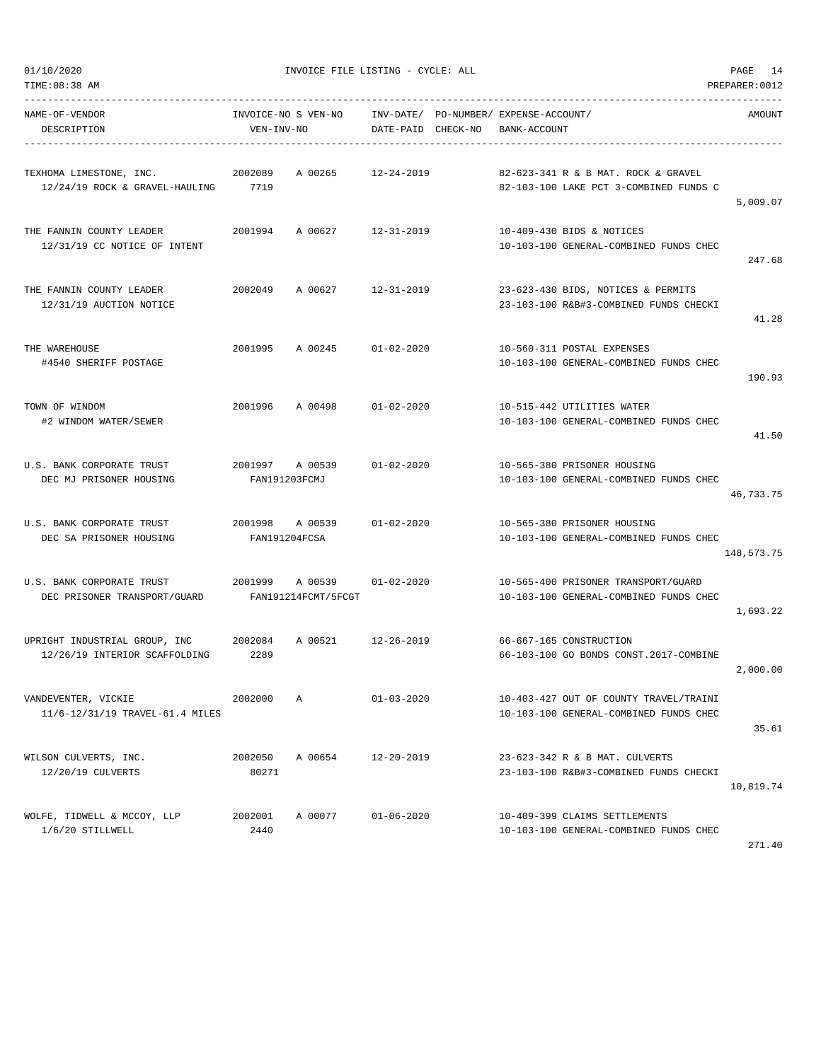01/10/2020 INVOICE FILE LISTING - CYCLE: ALL

TIME:08:38 AM PREPARER:0012

| NAME-OF-VENDOR / DESCRIPTION | INVOICE-NO S VEN-NO / VEN-INV-NO | INV-DATE/ DATE-PAID | PO-NUMBER/ CHECK-NO | EXPENSE-ACCOUNT/ BANK-ACCOUNT | AMOUNT |
|---|---|---|---|---|---|
| TEXHOMA LIMESTONE, INC.<br>12/24/19 ROCK & GRAVEL-HAULING | 2002089 A 00265<br>7719 | 12-24-2019 | | 82-623-341 R & B MAT. ROCK & GRAVEL<br>82-103-100 LAKE PCT 3-COMBINED FUNDS C | 5,009.07 |
| THE FANNIN COUNTY LEADER<br>12/31/19 CC NOTICE OF INTENT | 2001994 A 00627 | 12-31-2019 | | 10-409-430 BIDS & NOTICES<br>10-103-100 GENERAL-COMBINED FUNDS CHEC | 247.68 |
| THE FANNIN COUNTY LEADER<br>12/31/19 AUCTION NOTICE | 2002049 A 00627 | 12-31-2019 | | 23-623-430 BIDS, NOTICES & PERMITS<br>23-103-100 R&B#3-COMBINED FUNDS CHECKI | 41.28 |
| THE WAREHOUSE<br>#4540 SHERIFF POSTAGE | 2001995 A 00245 | 01-02-2020 | | 10-560-311 POSTAL EXPENSES<br>10-103-100 GENERAL-COMBINED FUNDS CHEC | 190.93 |
| TOWN OF WINDOM<br>#2 WINDOM WATER/SEWER | 2001996 A 00498 | 01-02-2020 | | 10-515-442 UTILITIES WATER<br>10-103-100 GENERAL-COMBINED FUNDS CHEC | 41.50 |
| U.S. BANK CORPORATE TRUST<br>DEC MJ PRISONER HOUSING | 2001997 A 00539<br>FAN191203FCMJ | 01-02-2020 | | 10-565-380 PRISONER HOUSING<br>10-103-100 GENERAL-COMBINED FUNDS CHEC | 46,733.75 |
| U.S. BANK CORPORATE TRUST<br>DEC SA PRISONER HOUSING | 2001998 A 00539<br>FAN191204FCSA | 01-02-2020 | | 10-565-380 PRISONER HOUSING<br>10-103-100 GENERAL-COMBINED FUNDS CHEC | 148,573.75 |
| U.S. BANK CORPORATE TRUST<br>DEC PRISONER TRANSPORT/GUARD | 2001999 A 00539<br>FAN191214FCMT/5FCGT | 01-02-2020 | | 10-565-400 PRISONER TRANSPORT/GUARD<br>10-103-100 GENERAL-COMBINED FUNDS CHEC | 1,693.22 |
| UPRIGHT INDUSTRIAL GROUP, INC<br>12/26/19 INTERIOR SCAFFOLDING | 2002084 A 00521<br>2289 | 12-26-2019 | | 66-667-165 CONSTRUCTION<br>66-103-100 GO BONDS CONST.2017-COMBINE | 2,000.00 |
| VANDEVENTER, VICKIE<br>11/6-12/31/19 TRAVEL-61.4 MILES | 2002000 A | 01-03-2020 | | 10-403-427 OUT OF COUNTY TRAVEL/TRAINI<br>10-103-100 GENERAL-COMBINED FUNDS CHEC | 35.61 |
| WILSON CULVERTS, INC.<br>12/20/19 CULVERTS | 2002050 A 00654<br>80271 | 12-20-2019 | | 23-623-342 R & B MAT. CULVERTS<br>23-103-100 R&B#3-COMBINED FUNDS CHECKI | 10,819.74 |
| WOLFE, TIDWELL & MCCOY, LLP<br>1/6/20 STILLWELL | 2002001 A 00077<br>2440 | 01-06-2020 | | 10-409-399 CLAIMS SETTLEMENTS<br>10-103-100 GENERAL-COMBINED FUNDS CHEC | 271.40 |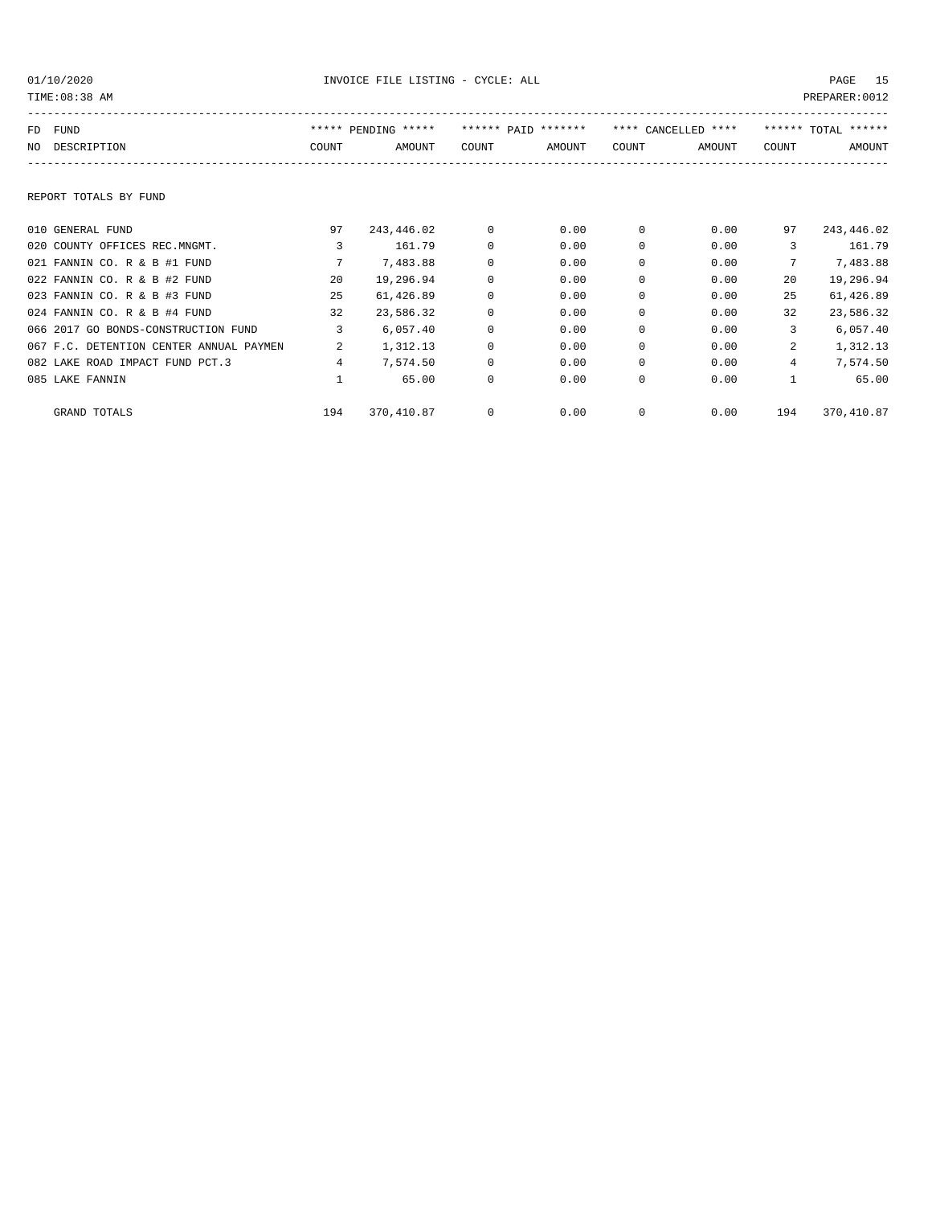| FD NO | FUND DESCRIPTION | ***** PENDING ***** COUNT | AMOUNT | ****** PAID ******* COUNT | AMOUNT | **** CANCELLED **** COUNT | AMOUNT | ****** TOTAL ****** COUNT | AMOUNT |
|---|---|---|---|---|---|---|---|---|---|

REPORT TOTALS BY FUND

| FD NO | FUND DESCRIPTION | PENDING COUNT | PENDING AMOUNT | PAID COUNT | PAID AMOUNT | CANCELLED COUNT | CANCELLED AMOUNT | TOTAL COUNT | TOTAL AMOUNT |
|---|---|---|---|---|---|---|---|---|---|
| 010 | GENERAL FUND | 97 | 243,446.02 | 0 | 0.00 | 0 | 0.00 | 97 | 243,446.02 |
| 020 | COUNTY OFFICES REC.MNGMT. | 3 | 161.79 | 0 | 0.00 | 0 | 0.00 | 3 | 161.79 |
| 021 | FANNIN CO. R & B #1 FUND | 7 | 7,483.88 | 0 | 0.00 | 0 | 0.00 | 7 | 7,483.88 |
| 022 | FANNIN CO. R & B #2 FUND | 20 | 19,296.94 | 0 | 0.00 | 0 | 0.00 | 20 | 19,296.94 |
| 023 | FANNIN CO. R & B #3 FUND | 25 | 61,426.89 | 0 | 0.00 | 0 | 0.00 | 25 | 61,426.89 |
| 024 | FANNIN CO. R & B #4 FUND | 32 | 23,586.32 | 0 | 0.00 | 0 | 0.00 | 32 | 23,586.32 |
| 066 | 2017 GO BONDS-CONSTRUCTION FUND | 3 | 6,057.40 | 0 | 0.00 | 0 | 0.00 | 3 | 6,057.40 |
| 067 | F.C. DETENTION CENTER ANNUAL PAYMEN | 2 | 1,312.13 | 0 | 0.00 | 0 | 0.00 | 2 | 1,312.13 |
| 082 | LAKE ROAD IMPACT FUND PCT.3 | 4 | 7,574.50 | 0 | 0.00 | 0 | 0.00 | 4 | 7,574.50 |
| 085 | LAKE FANNIN | 1 | 65.00 | 0 | 0.00 | 0 | 0.00 | 1 | 65.00 |
| | GRAND TOTALS | 194 | 370,410.87 | 0 | 0.00 | 0 | 0.00 | 194 | 370,410.87 |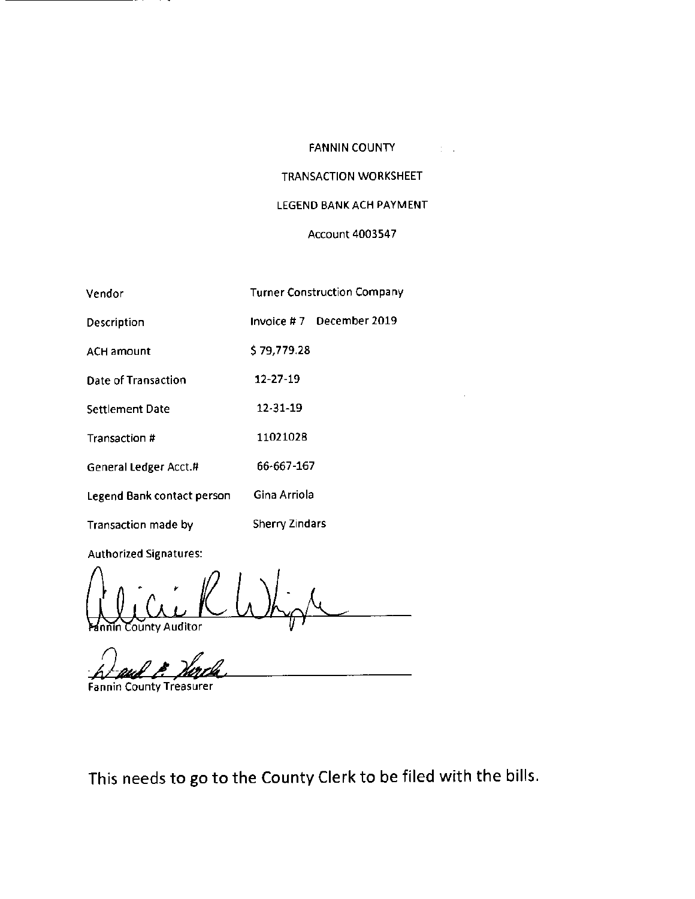FANNIN COUNTY

TRANSACTION WORKSHEET

LEGEND BANK ACH PAYMENT

Account 4003547

| | |
|---|---|
| Vendor | Turner Construction Company |
| Description | Invoice # 7 December 2019 |
| ACH amount | $ 79,779.28 |
| Date of Transaction | 12-27-19 |
| Settlement Date | 12-31-19 |
| Transaction # | 11021028 |
| General Ledger Acct.# | 66-667-167 |
| Legend Bank contact person | Gina Arriola |
| Transaction made by | Sherry Zindars |

Authorized Signatures:

Fannin County Auditor

Fannin County Treasurer

This needs to go to the County Clerk to be filed with the bills.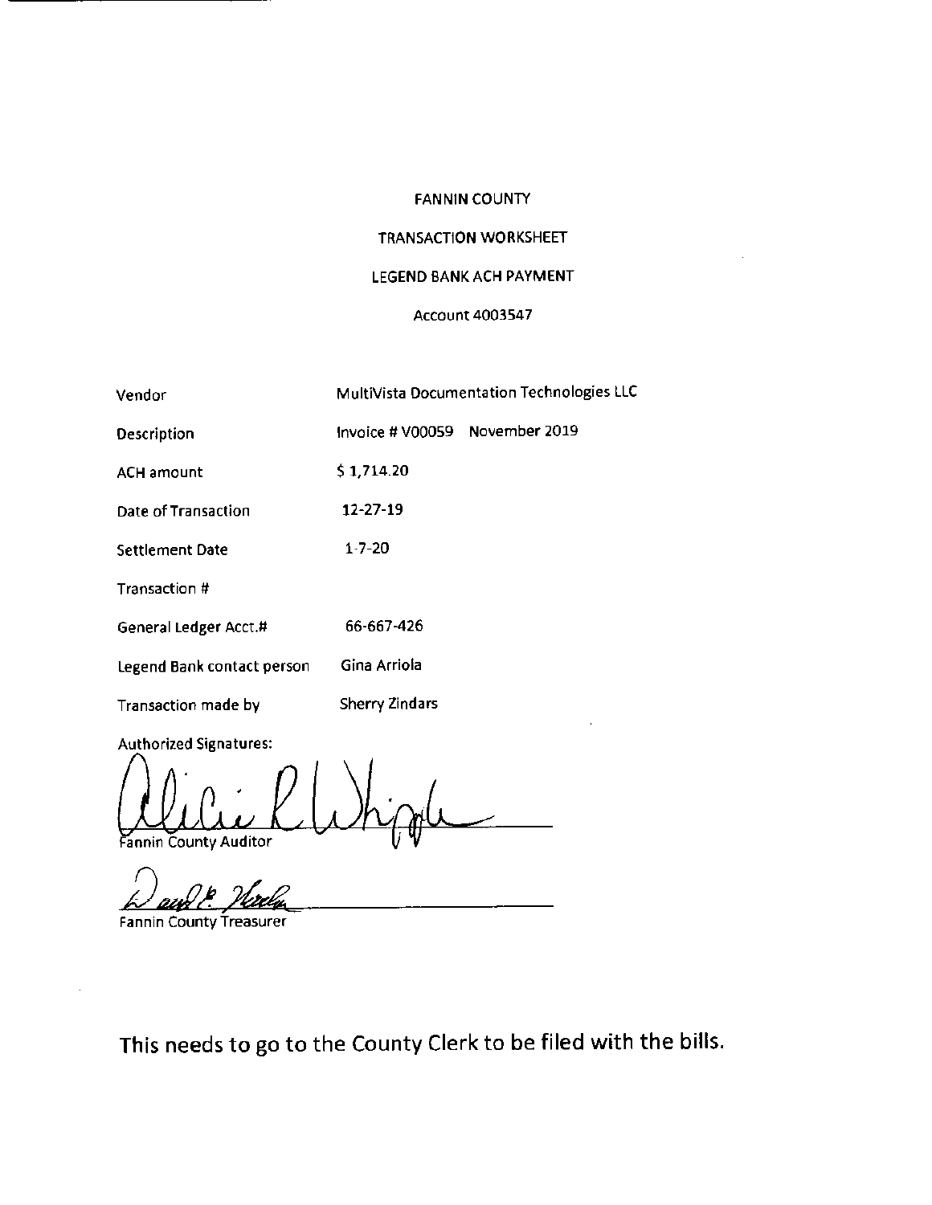FANNIN COUNTY

TRANSACTION WORKSHEET

LEGEND BANK ACH PAYMENT

Account 4003547

| | |
|---|---|
| Vendor | MultiVista Documentation Technologies LLC |
| Description | Invoice # V00059 November 2019 |
| ACH amount | $ 1,714.20 |
| Date of Transaction | 12-27-19 |
| Settlement Date | 1-7-20 |
| Transaction # | |
| General Ledger Acct.# | 66-667-426 |
| Legend Bank contact person | Gina Arriola |
| Transaction made by | Sherry Zindars |

Authorized Signatures:

Alicia R. Whipple

Fannin County Auditor

David R. Hiedra

Fannin County Treasurer

This needs to go to the County Clerk to be filed with the bills.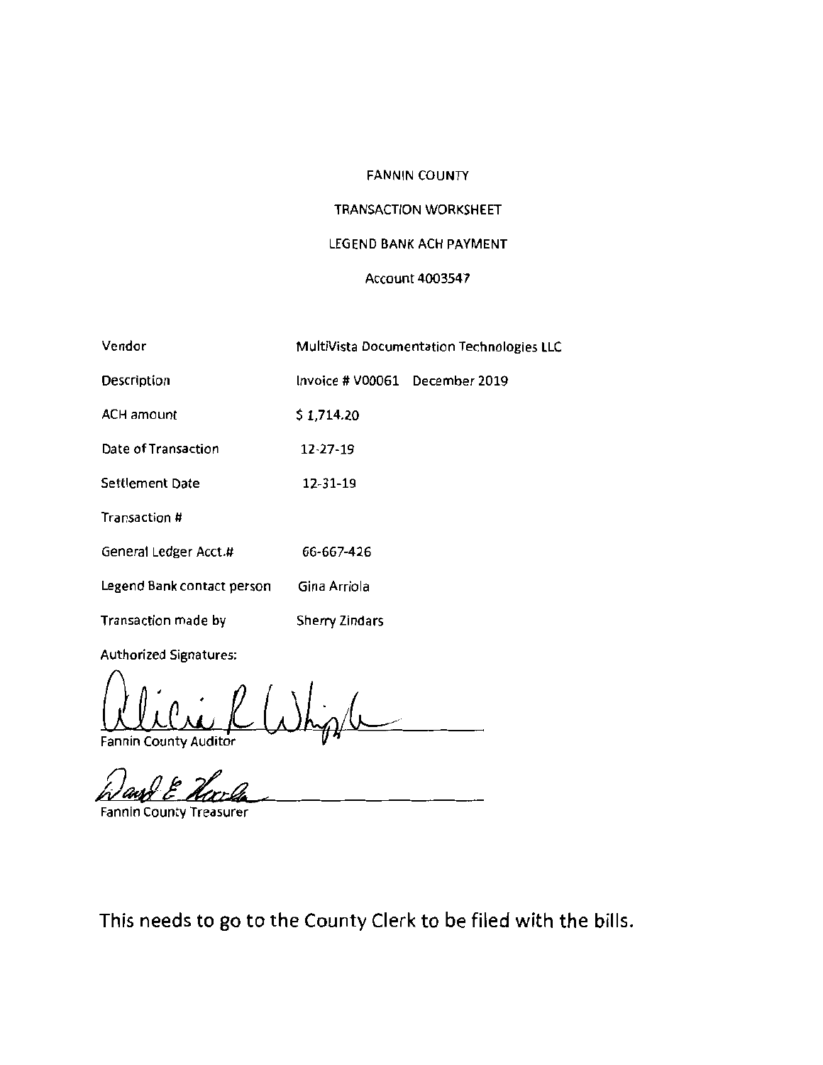FANNIN COUNTY

TRANSACTION WORKSHEET

LEGEND BANK ACH PAYMENT

Account 4003547

| | |
|---|---|
| Vendor | MultiVista Documentation Technologies LLC |
| Description | Invoice # V00061 December 2019 |
| ACH amount | $ 1,714.20 |
| Date of Transaction | 12-27-19 |
| Settlement Date | 12-31-19 |
| Transaction # | |
| General Ledger Acct.# | 66-667-426 |
| Legend Bank contact person | Gina Arriola |
| Transaction made by | Sherry Zindars |

Authorized Signatures:

Alicia R Whigle
Fannin County Auditor

David E Hovda
Fannin County Treasurer

This needs to go to the County Clerk to be filed with the bills.